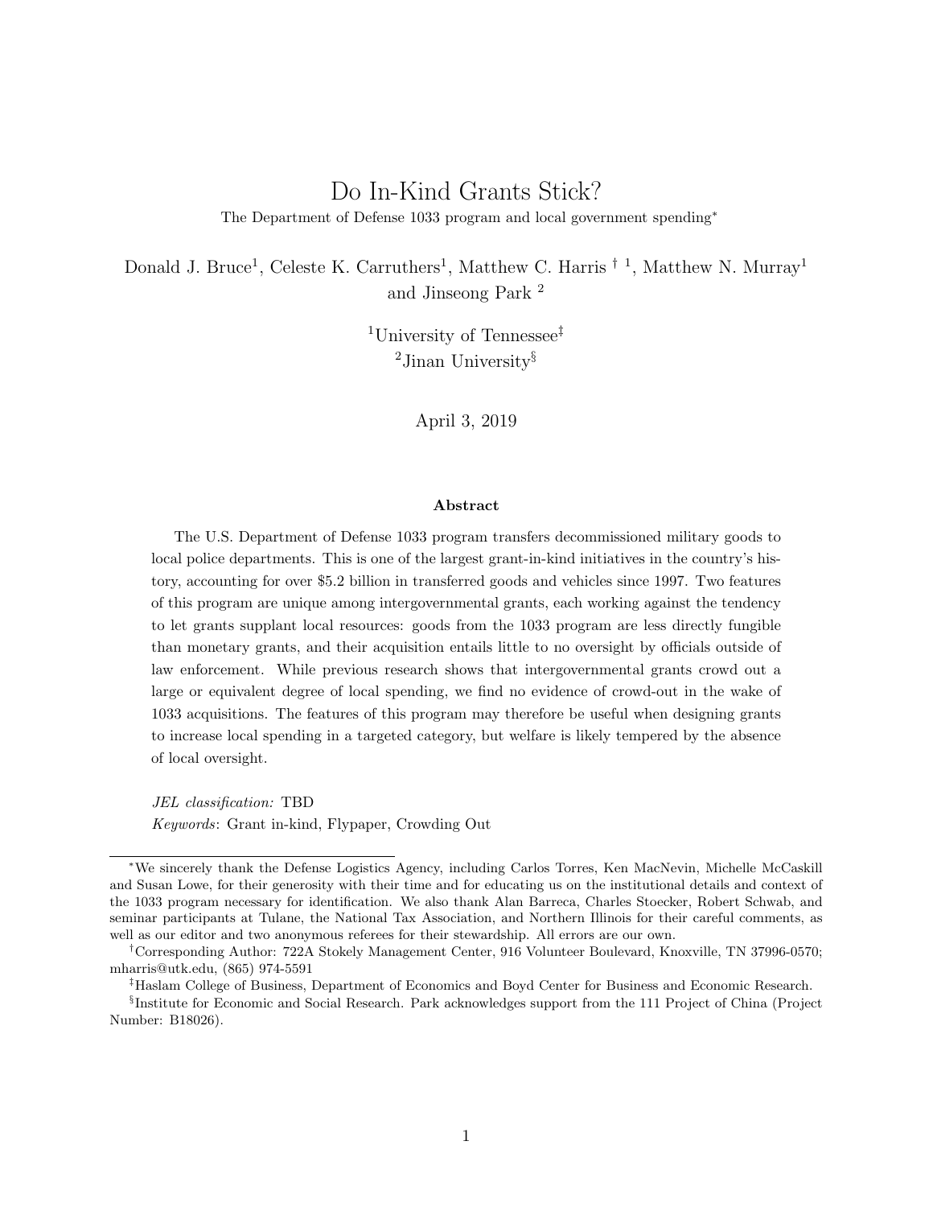# Do In-Kind Grants Stick?

The Department of Defense 1033 program and local government spending*

Donald J. Bruce[1], Celeste K. Carruthers[1], Matthew C. Harris † [1], Matthew N. Murray[1] and Jinseong Park [2]

[1]University of Tennessee‡

[2]Jinan University§

April 3, 2019

## Abstract

The U.S. Department of Defense 1033 program transfers decommissioned military goods to local police departments. This is one of the largest grant-in-kind initiatives in the country's history, accounting for over $5.2 billion in transferred goods and vehicles since 1997. Two features of this program are unique among intergovernmental grants, each working against the tendency to let grants supplant local resources: goods from the 1033 program are less directly fungible than monetary grants, and their acquisition entails little to no oversight by officials outside of law enforcement. While previous research shows that intergovernmental grants crowd out a large or equivalent degree of local spending, we find no evidence of crowd-out in the wake of 1033 acquisitions. The features of this program may therefore be useful when designing grants to increase local spending in a targeted category, but welfare is likely tempered by the absence of local oversight.

*JEL classification:* TBD

*Keywords*: Grant in-kind, Flypaper, Crowding Out

---

*We sincerely thank the Defense Logistics Agency, including Carlos Torres, Ken MacNevin, Michelle McCaskill and Susan Lowe, for their generosity with their time and for educating us on the institutional details and context of the 1033 program necessary for identification. We also thank Alan Barreca, Charles Stoecker, Robert Schwab, and seminar participants at Tulane, the National Tax Association, and Northern Illinois for their careful comments, as well as our editor and two anonymous referees for their stewardship. All errors are our own.

†Corresponding Author: 722A Stokely Management Center, 916 Volunteer Boulevard, Knoxville, TN 37996-0570; mharris@utk.edu, (865) 974-5591

‡Haslam College of Business, Department of Economics and Boyd Center for Business and Economic Research.

§Institute for Economic and Social Research. Park acknowledges support from the 111 Project of China (Project Number: B18026).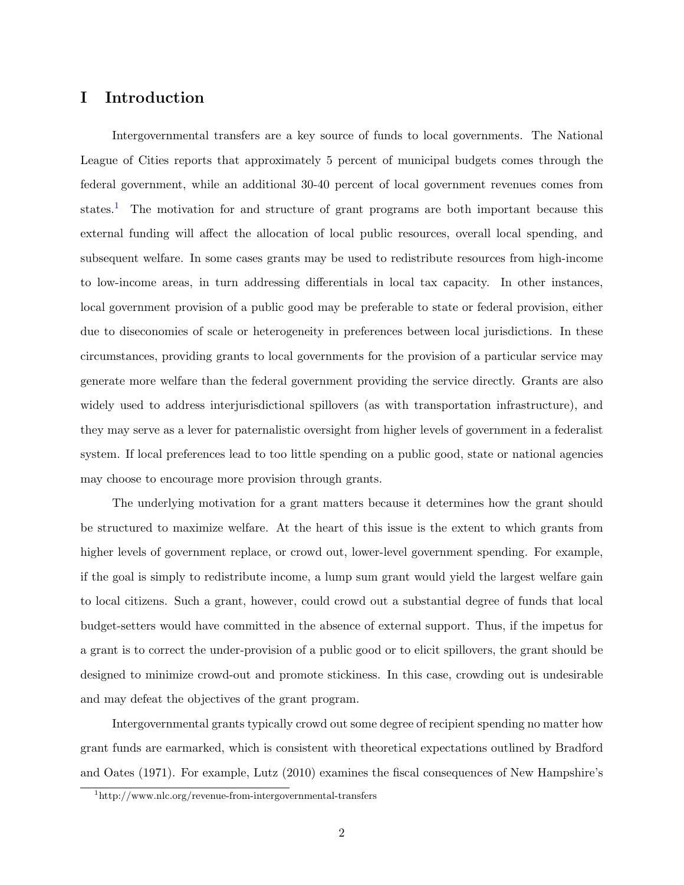# I Introduction

Intergovernmental transfers are a key source of funds to local governments. The National League of Cities reports that approximately 5 percent of municipal budgets comes through the federal government, while an additional 30-40 percent of local government revenues comes from states.[1] The motivation for and structure of grant programs are both important because this external funding will affect the allocation of local public resources, overall local spending, and subsequent welfare. In some cases grants may be used to redistribute resources from high-income to low-income areas, in turn addressing differentials in local tax capacity. In other instances, local government provision of a public good may be preferable to state or federal provision, either due to diseconomies of scale or heterogeneity in preferences between local jurisdictions. In these circumstances, providing grants to local governments for the provision of a particular service may generate more welfare than the federal government providing the service directly. Grants are also widely used to address interjurisdictional spillovers (as with transportation infrastructure), and they may serve as a lever for paternalistic oversight from higher levels of government in a federalist system. If local preferences lead to too little spending on a public good, state or national agencies may choose to encourage more provision through grants.

The underlying motivation for a grant matters because it determines how the grant should be structured to maximize welfare. At the heart of this issue is the extent to which grants from higher levels of government replace, or crowd out, lower-level government spending. For example, if the goal is simply to redistribute income, a lump sum grant would yield the largest welfare gain to local citizens. Such a grant, however, could crowd out a substantial degree of funds that local budget-setters would have committed in the absence of external support. Thus, if the impetus for a grant is to correct the under-provision of a public good or to elicit spillovers, the grant should be designed to minimize crowd-out and promote stickiness. In this case, crowding out is undesirable and may defeat the objectives of the grant program.

Intergovernmental grants typically crowd out some degree of recipient spending no matter how grant funds are earmarked, which is consistent with theoretical expectations outlined by Bradford and Oates (1971). For example, Lutz (2010) examines the fiscal consequences of New Hampshire's

[1] http://www.nlc.org/revenue-from-intergovernmental-transfers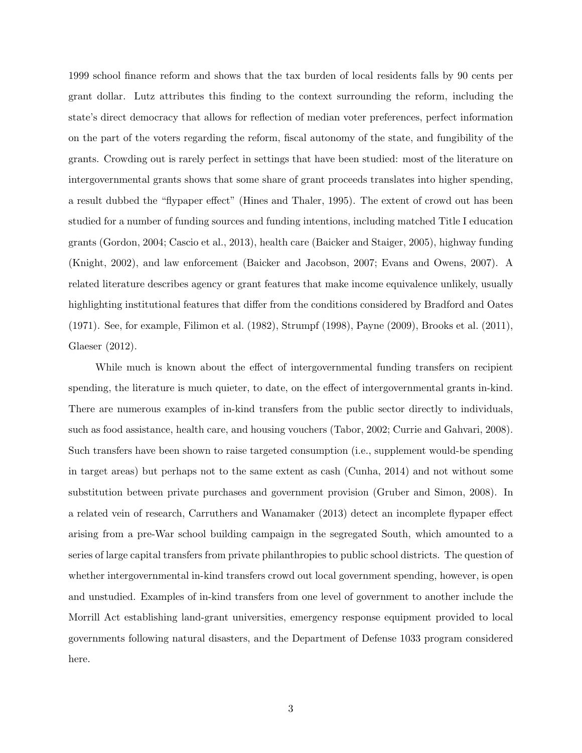1999 school finance reform and shows that the tax burden of local residents falls by 90 cents per grant dollar. Lutz attributes this finding to the context surrounding the reform, including the state's direct democracy that allows for reflection of median voter preferences, perfect information on the part of the voters regarding the reform, fiscal autonomy of the state, and fungibility of the grants. Crowding out is rarely perfect in settings that have been studied: most of the literature on intergovernmental grants shows that some share of grant proceeds translates into higher spending, a result dubbed the "flypaper effect" (Hines and Thaler, 1995). The extent of crowd out has been studied for a number of funding sources and funding intentions, including matched Title I education grants (Gordon, 2004; Cascio et al., 2013), health care (Baicker and Staiger, 2005), highway funding (Knight, 2002), and law enforcement (Baicker and Jacobson, 2007; Evans and Owens, 2007). A related literature describes agency or grant features that make income equivalence unlikely, usually highlighting institutional features that differ from the conditions considered by Bradford and Oates (1971). See, for example, Filimon et al. (1982), Strumpf (1998), Payne (2009), Brooks et al. (2011), Glaeser (2012).

While much is known about the effect of intergovernmental funding transfers on recipient spending, the literature is much quieter, to date, on the effect of intergovernmental grants in-kind. There are numerous examples of in-kind transfers from the public sector directly to individuals, such as food assistance, health care, and housing vouchers (Tabor, 2002; Currie and Gahvari, 2008). Such transfers have been shown to raise targeted consumption (i.e., supplement would-be spending in target areas) but perhaps not to the same extent as cash (Cunha, 2014) and not without some substitution between private purchases and government provision (Gruber and Simon, 2008). In a related vein of research, Carruthers and Wanamaker (2013) detect an incomplete flypaper effect arising from a pre-War school building campaign in the segregated South, which amounted to a series of large capital transfers from private philanthropies to public school districts. The question of whether intergovernmental in-kind transfers crowd out local government spending, however, is open and unstudied. Examples of in-kind transfers from one level of government to another include the Morrill Act establishing land-grant universities, emergency response equipment provided to local governments following natural disasters, and the Department of Defense 1033 program considered here.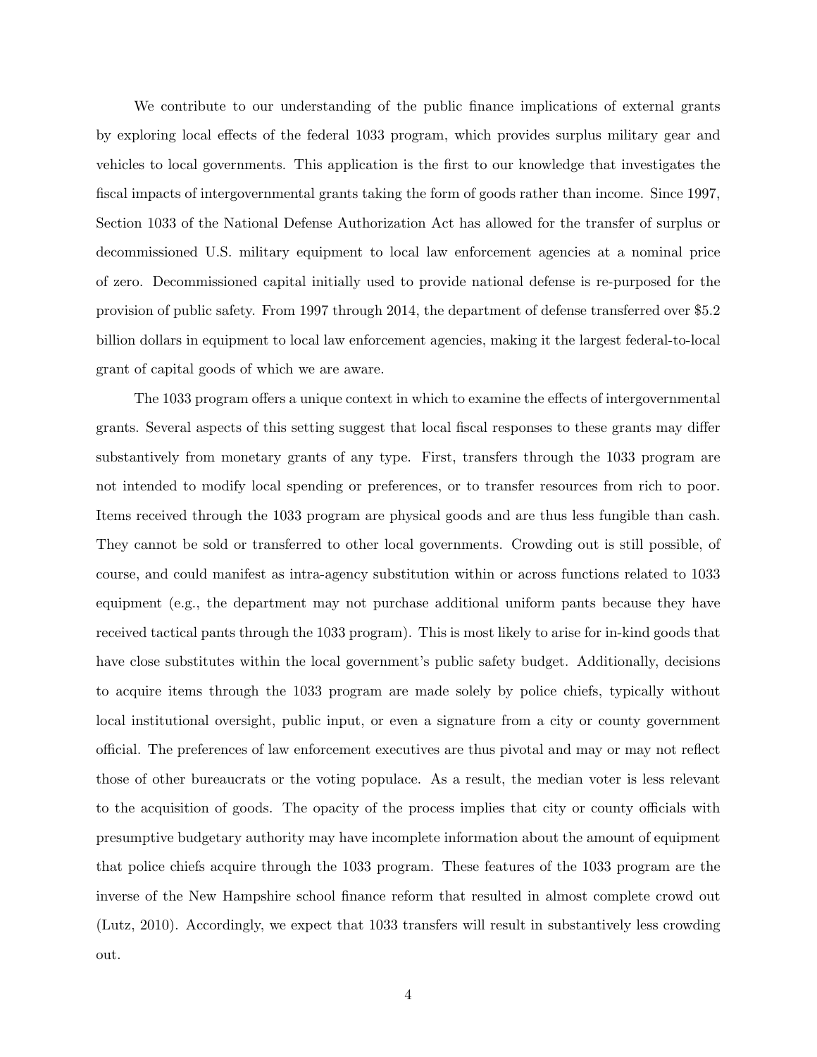We contribute to our understanding of the public finance implications of external grants by exploring local effects of the federal 1033 program, which provides surplus military gear and vehicles to local governments. This application is the first to our knowledge that investigates the fiscal impacts of intergovernmental grants taking the form of goods rather than income. Since 1997, Section 1033 of the National Defense Authorization Act has allowed for the transfer of surplus or decommissioned U.S. military equipment to local law enforcement agencies at a nominal price of zero. Decommissioned capital initially used to provide national defense is re-purposed for the provision of public safety. From 1997 through 2014, the department of defense transferred over $5.2 billion dollars in equipment to local law enforcement agencies, making it the largest federal-to-local grant of capital goods of which we are aware.

The 1033 program offers a unique context in which to examine the effects of intergovernmental grants. Several aspects of this setting suggest that local fiscal responses to these grants may differ substantively from monetary grants of any type. First, transfers through the 1033 program are not intended to modify local spending or preferences, or to transfer resources from rich to poor. Items received through the 1033 program are physical goods and are thus less fungible than cash. They cannot be sold or transferred to other local governments. Crowding out is still possible, of course, and could manifest as intra-agency substitution within or across functions related to 1033 equipment (e.g., the department may not purchase additional uniform pants because they have received tactical pants through the 1033 program). This is most likely to arise for in-kind goods that have close substitutes within the local government's public safety budget. Additionally, decisions to acquire items through the 1033 program are made solely by police chiefs, typically without local institutional oversight, public input, or even a signature from a city or county government official. The preferences of law enforcement executives are thus pivotal and may or may not reflect those of other bureaucrats or the voting populace. As a result, the median voter is less relevant to the acquisition of goods. The opacity of the process implies that city or county officials with presumptive budgetary authority may have incomplete information about the amount of equipment that police chiefs acquire through the 1033 program. These features of the 1033 program are the inverse of the New Hampshire school finance reform that resulted in almost complete crowd out (Lutz, 2010). Accordingly, we expect that 1033 transfers will result in substantively less crowding out.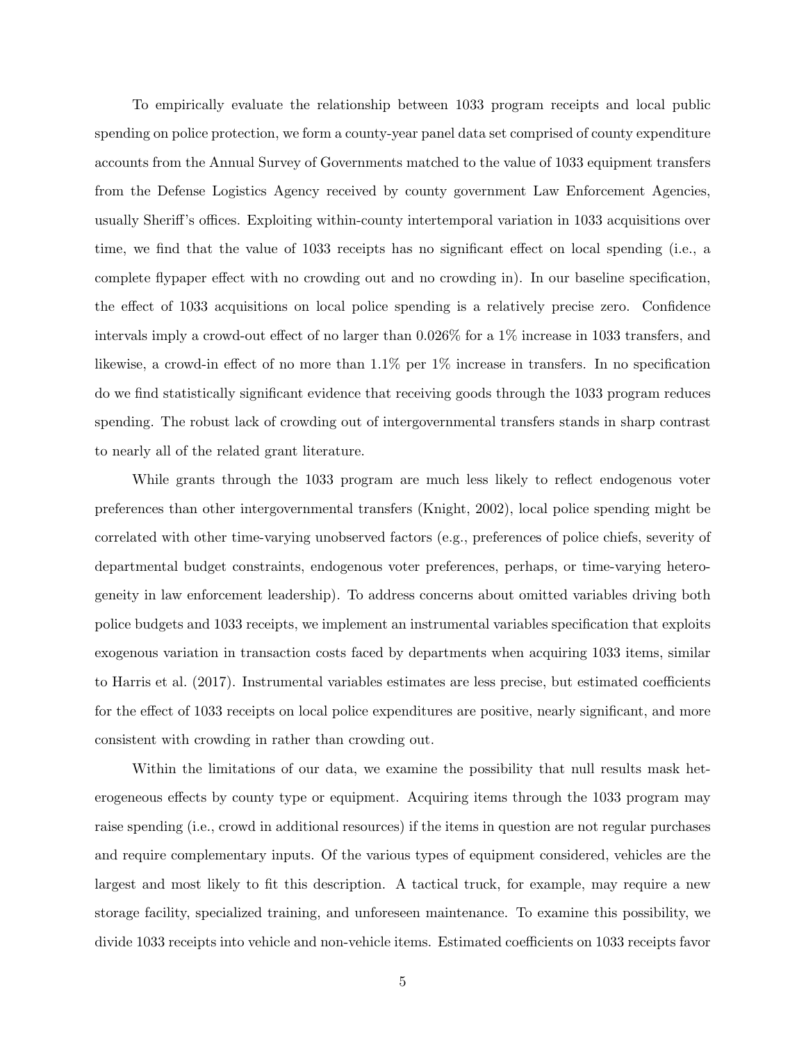To empirically evaluate the relationship between 1033 program receipts and local public spending on police protection, we form a county-year panel data set comprised of county expenditure accounts from the Annual Survey of Governments matched to the value of 1033 equipment transfers from the Defense Logistics Agency received by county government Law Enforcement Agencies, usually Sheriff's offices. Exploiting within-county intertemporal variation in 1033 acquisitions over time, we find that the value of 1033 receipts has no significant effect on local spending (i.e., a complete flypaper effect with no crowding out and no crowding in). In our baseline specification, the effect of 1033 acquisitions on local police spending is a relatively precise zero. Confidence intervals imply a crowd-out effect of no larger than 0.026% for a 1% increase in 1033 transfers, and likewise, a crowd-in effect of no more than 1.1% per 1% increase in transfers. In no specification do we find statistically significant evidence that receiving goods through the 1033 program reduces spending. The robust lack of crowding out of intergovernmental transfers stands in sharp contrast to nearly all of the related grant literature.

While grants through the 1033 program are much less likely to reflect endogenous voter preferences than other intergovernmental transfers (Knight, 2002), local police spending might be correlated with other time-varying unobserved factors (e.g., preferences of police chiefs, severity of departmental budget constraints, endogenous voter preferences, perhaps, or time-varying heterogeneity in law enforcement leadership). To address concerns about omitted variables driving both police budgets and 1033 receipts, we implement an instrumental variables specification that exploits exogenous variation in transaction costs faced by departments when acquiring 1033 items, similar to Harris et al. (2017). Instrumental variables estimates are less precise, but estimated coefficients for the effect of 1033 receipts on local police expenditures are positive, nearly significant, and more consistent with crowding in rather than crowding out.

Within the limitations of our data, we examine the possibility that null results mask heterogeneous effects by county type or equipment. Acquiring items through the 1033 program may raise spending (i.e., crowd in additional resources) if the items in question are not regular purchases and require complementary inputs. Of the various types of equipment considered, vehicles are the largest and most likely to fit this description. A tactical truck, for example, may require a new storage facility, specialized training, and unforeseen maintenance. To examine this possibility, we divide 1033 receipts into vehicle and non-vehicle items. Estimated coefficients on 1033 receipts favor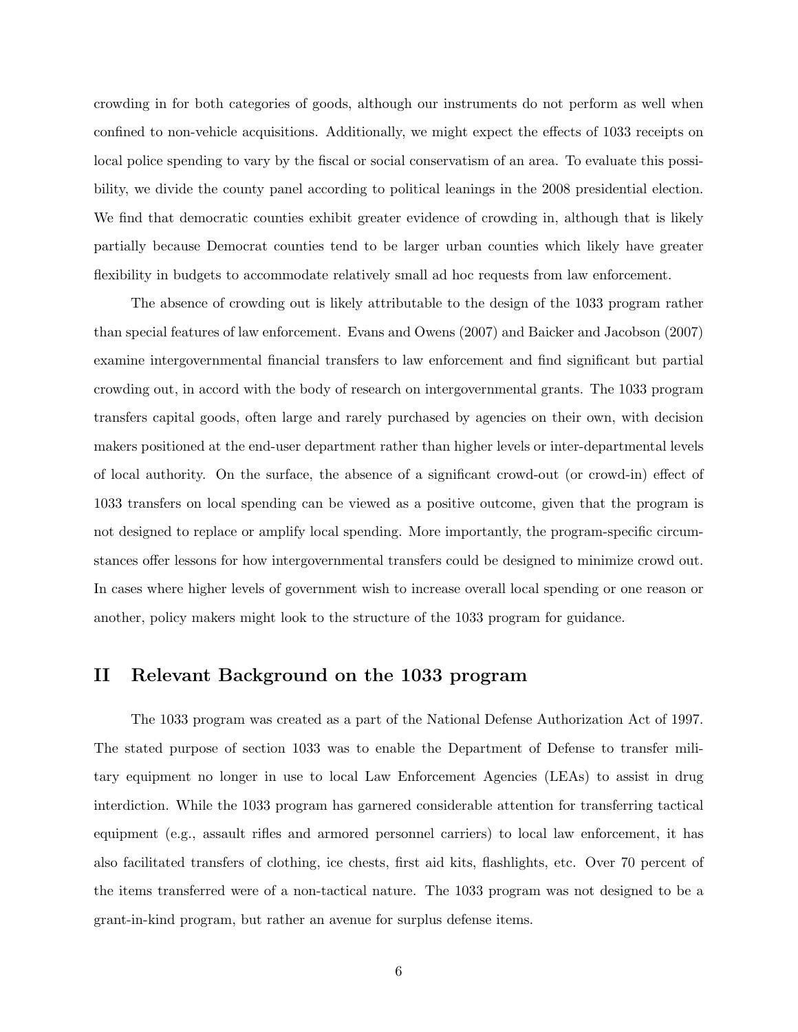crowding in for both categories of goods, although our instruments do not perform as well when confined to non-vehicle acquisitions. Additionally, we might expect the effects of 1033 receipts on local police spending to vary by the fiscal or social conservatism of an area. To evaluate this possibility, we divide the county panel according to political leanings in the 2008 presidential election. We find that democratic counties exhibit greater evidence of crowding in, although that is likely partially because Democrat counties tend to be larger urban counties which likely have greater flexibility in budgets to accommodate relatively small ad hoc requests from law enforcement.

The absence of crowding out is likely attributable to the design of the 1033 program rather than special features of law enforcement. Evans and Owens (2007) and Baicker and Jacobson (2007) examine intergovernmental financial transfers to law enforcement and find significant but partial crowding out, in accord with the body of research on intergovernmental grants. The 1033 program transfers capital goods, often large and rarely purchased by agencies on their own, with decision makers positioned at the end-user department rather than higher levels or inter-departmental levels of local authority. On the surface, the absence of a significant crowd-out (or crowd-in) effect of 1033 transfers on local spending can be viewed as a positive outcome, given that the program is not designed to replace or amplify local spending. More importantly, the program-specific circumstances offer lessons for how intergovernmental transfers could be designed to minimize crowd out. In cases where higher levels of government wish to increase overall local spending or one reason or another, policy makers might look to the structure of the 1033 program for guidance.

## II Relevant Background on the 1033 program

The 1033 program was created as a part of the National Defense Authorization Act of 1997. The stated purpose of section 1033 was to enable the Department of Defense to transfer military equipment no longer in use to local Law Enforcement Agencies (LEAs) to assist in drug interdiction. While the 1033 program has garnered considerable attention for transferring tactical equipment (e.g., assault rifles and armored personnel carriers) to local law enforcement, it has also facilitated transfers of clothing, ice chests, first aid kits, flashlights, etc. Over 70 percent of the items transferred were of a non-tactical nature. The 1033 program was not designed to be a grant-in-kind program, but rather an avenue for surplus defense items.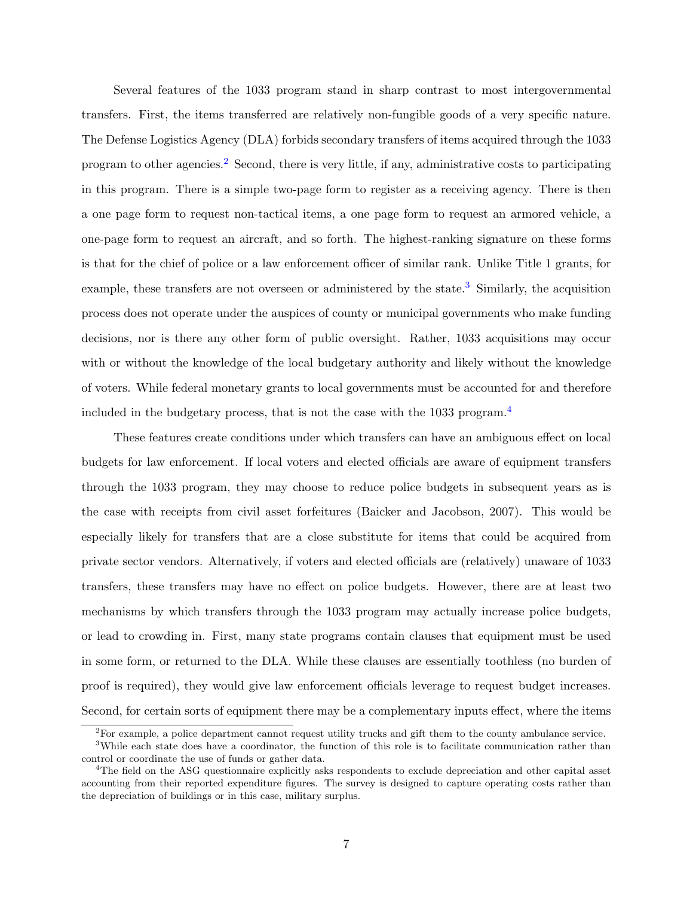Several features of the 1033 program stand in sharp contrast to most intergovernmental transfers. First, the items transferred are relatively non-fungible goods of a very specific nature. The Defense Logistics Agency (DLA) forbids secondary transfers of items acquired through the 1033 program to other agencies.[2] Second, there is very little, if any, administrative costs to participating in this program. There is a simple two-page form to register as a receiving agency. There is then a one page form to request non-tactical items, a one page form to request an armored vehicle, a one-page form to request an aircraft, and so forth. The highest-ranking signature on these forms is that for the chief of police or a law enforcement officer of similar rank. Unlike Title 1 grants, for example, these transfers are not overseen or administered by the state.[3] Similarly, the acquisition process does not operate under the auspices of county or municipal governments who make funding decisions, nor is there any other form of public oversight. Rather, 1033 acquisitions may occur with or without the knowledge of the local budgetary authority and likely without the knowledge of voters. While federal monetary grants to local governments must be accounted for and therefore included in the budgetary process, that is not the case with the 1033 program.[4]

These features create conditions under which transfers can have an ambiguous effect on local budgets for law enforcement. If local voters and elected officials are aware of equipment transfers through the 1033 program, they may choose to reduce police budgets in subsequent years as is the case with receipts from civil asset forfeitures (Baicker and Jacobson, 2007). This would be especially likely for transfers that are a close substitute for items that could be acquired from private sector vendors. Alternatively, if voters and elected officials are (relatively) unaware of 1033 transfers, these transfers may have no effect on police budgets. However, there are at least two mechanisms by which transfers through the 1033 program may actually increase police budgets, or lead to crowding in. First, many state programs contain clauses that equipment must be used in some form, or returned to the DLA. While these clauses are essentially toothless (no burden of proof is required), they would give law enforcement officials leverage to request budget increases. Second, for certain sorts of equipment there may be a complementary inputs effect, where the items

[2] For example, a police department cannot request utility trucks and gift them to the county ambulance service.

[3] While each state does have a coordinator, the function of this role is to facilitate communication rather than control or coordinate the use of funds or gather data.

[4] The field on the ASG questionnaire explicitly asks respondents to exclude depreciation and other capital asset accounting from their reported expenditure figures. The survey is designed to capture operating costs rather than the depreciation of buildings or in this case, military surplus.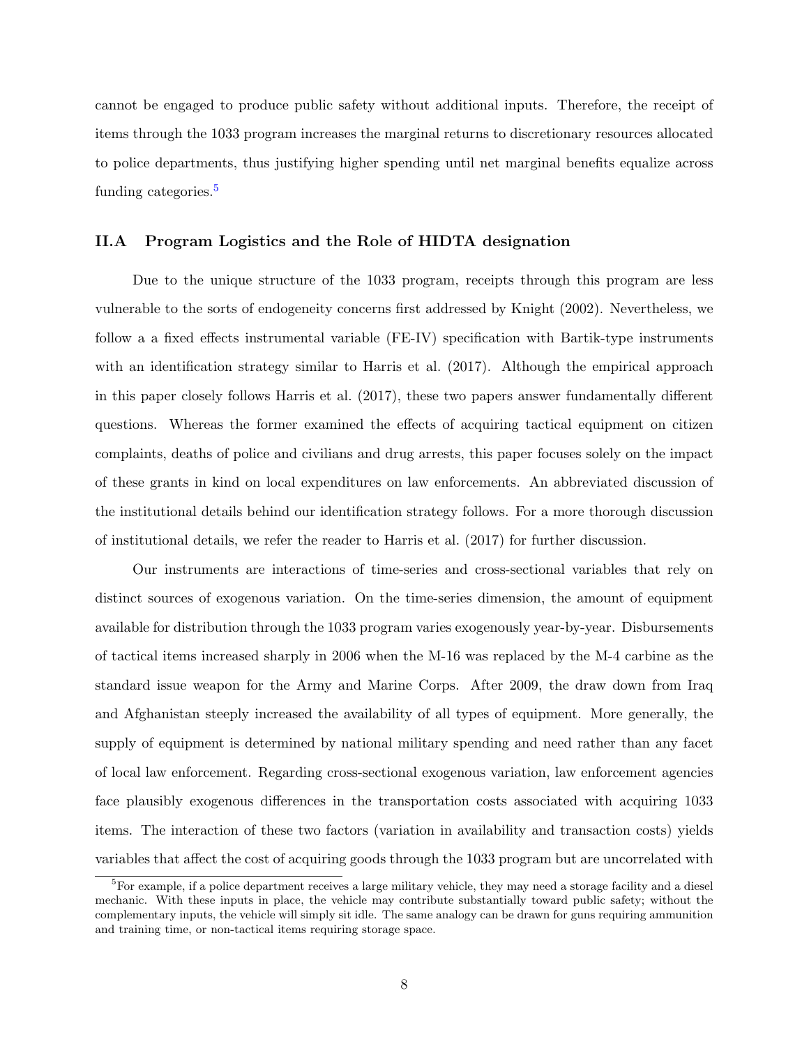cannot be engaged to produce public safety without additional inputs. Therefore, the receipt of items through the 1033 program increases the marginal returns to discretionary resources allocated to police departments, thus justifying higher spending until net marginal benefits equalize across funding categories.[5]

## II.A Program Logistics and the Role of HIDTA designation

Due to the unique structure of the 1033 program, receipts through this program are less vulnerable to the sorts of endogeneity concerns first addressed by Knight (2002). Nevertheless, we follow a a fixed effects instrumental variable (FE-IV) specification with Bartik-type instruments with an identification strategy similar to Harris et al. (2017). Although the empirical approach in this paper closely follows Harris et al. (2017), these two papers answer fundamentally different questions. Whereas the former examined the effects of acquiring tactical equipment on citizen complaints, deaths of police and civilians and drug arrests, this paper focuses solely on the impact of these grants in kind on local expenditures on law enforcements. An abbreviated discussion of the institutional details behind our identification strategy follows. For a more thorough discussion of institutional details, we refer the reader to Harris et al. (2017) for further discussion.

Our instruments are interactions of time-series and cross-sectional variables that rely on distinct sources of exogenous variation. On the time-series dimension, the amount of equipment available for distribution through the 1033 program varies exogenously year-by-year. Disbursements of tactical items increased sharply in 2006 when the M-16 was replaced by the M-4 carbine as the standard issue weapon for the Army and Marine Corps. After 2009, the draw down from Iraq and Afghanistan steeply increased the availability of all types of equipment. More generally, the supply of equipment is determined by national military spending and need rather than any facet of local law enforcement. Regarding cross-sectional exogenous variation, law enforcement agencies face plausibly exogenous differences in the transportation costs associated with acquiring 1033 items. The interaction of these two factors (variation in availability and transaction costs) yields variables that affect the cost of acquiring goods through the 1033 program but are uncorrelated with

[5] For example, if a police department receives a large military vehicle, they may need a storage facility and a diesel mechanic. With these inputs in place, the vehicle may contribute substantially toward public safety; without the complementary inputs, the vehicle will simply sit idle. The same analogy can be drawn for guns requiring ammunition and training time, or non-tactical items requiring storage space.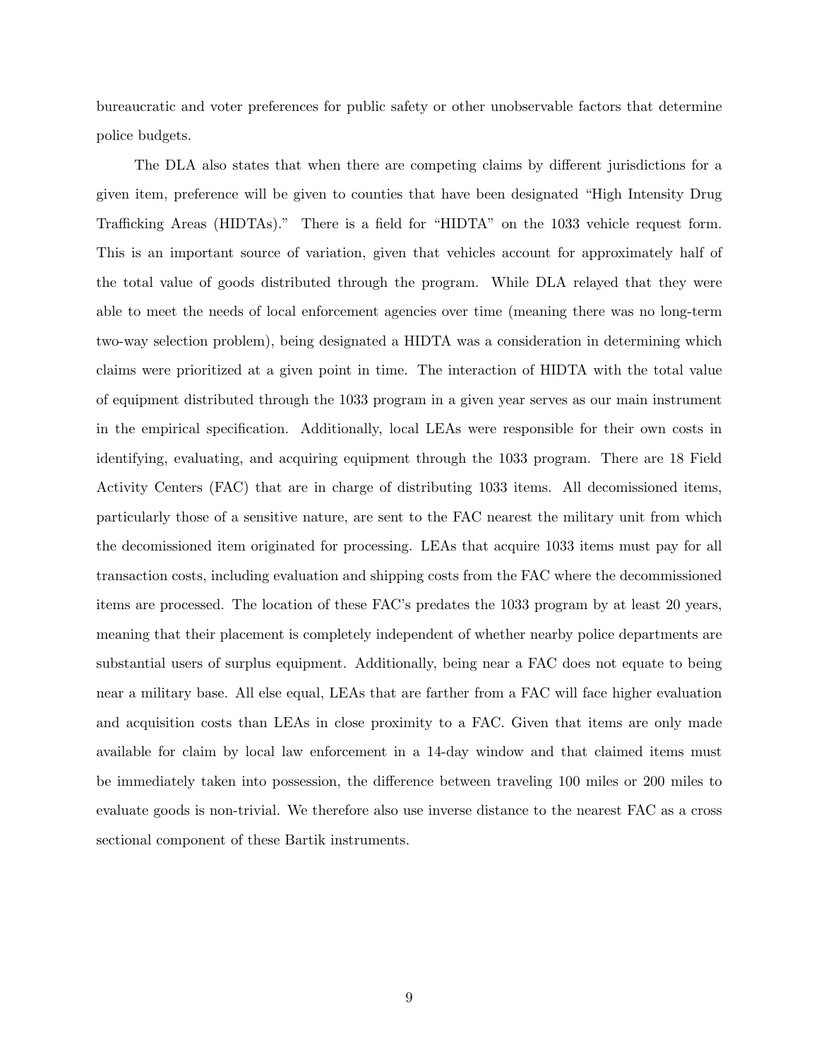bureaucratic and voter preferences for public safety or other unobservable factors that determine police budgets.

The DLA also states that when there are competing claims by different jurisdictions for a given item, preference will be given to counties that have been designated "High Intensity Drug Trafficking Areas (HIDTAs)." There is a field for "HIDTA" on the 1033 vehicle request form. This is an important source of variation, given that vehicles account for approximately half of the total value of goods distributed through the program. While DLA relayed that they were able to meet the needs of local enforcement agencies over time (meaning there was no long-term two-way selection problem), being designated a HIDTA was a consideration in determining which claims were prioritized at a given point in time. The interaction of HIDTA with the total value of equipment distributed through the 1033 program in a given year serves as our main instrument in the empirical specification. Additionally, local LEAs were responsible for their own costs in identifying, evaluating, and acquiring equipment through the 1033 program. There are 18 Field Activity Centers (FAC) that are in charge of distributing 1033 items. All decomissioned items, particularly those of a sensitive nature, are sent to the FAC nearest the military unit from which the decomissioned item originated for processing. LEAs that acquire 1033 items must pay for all transaction costs, including evaluation and shipping costs from the FAC where the decommissioned items are processed. The location of these FAC's predates the 1033 program by at least 20 years, meaning that their placement is completely independent of whether nearby police departments are substantial users of surplus equipment. Additionally, being near a FAC does not equate to being near a military base. All else equal, LEAs that are farther from a FAC will face higher evaluation and acquisition costs than LEAs in close proximity to a FAC. Given that items are only made available for claim by local law enforcement in a 14-day window and that claimed items must be immediately taken into possession, the difference between traveling 100 miles or 200 miles to evaluate goods is non-trivial. We therefore also use inverse distance to the nearest FAC as a cross sectional component of these Bartik instruments.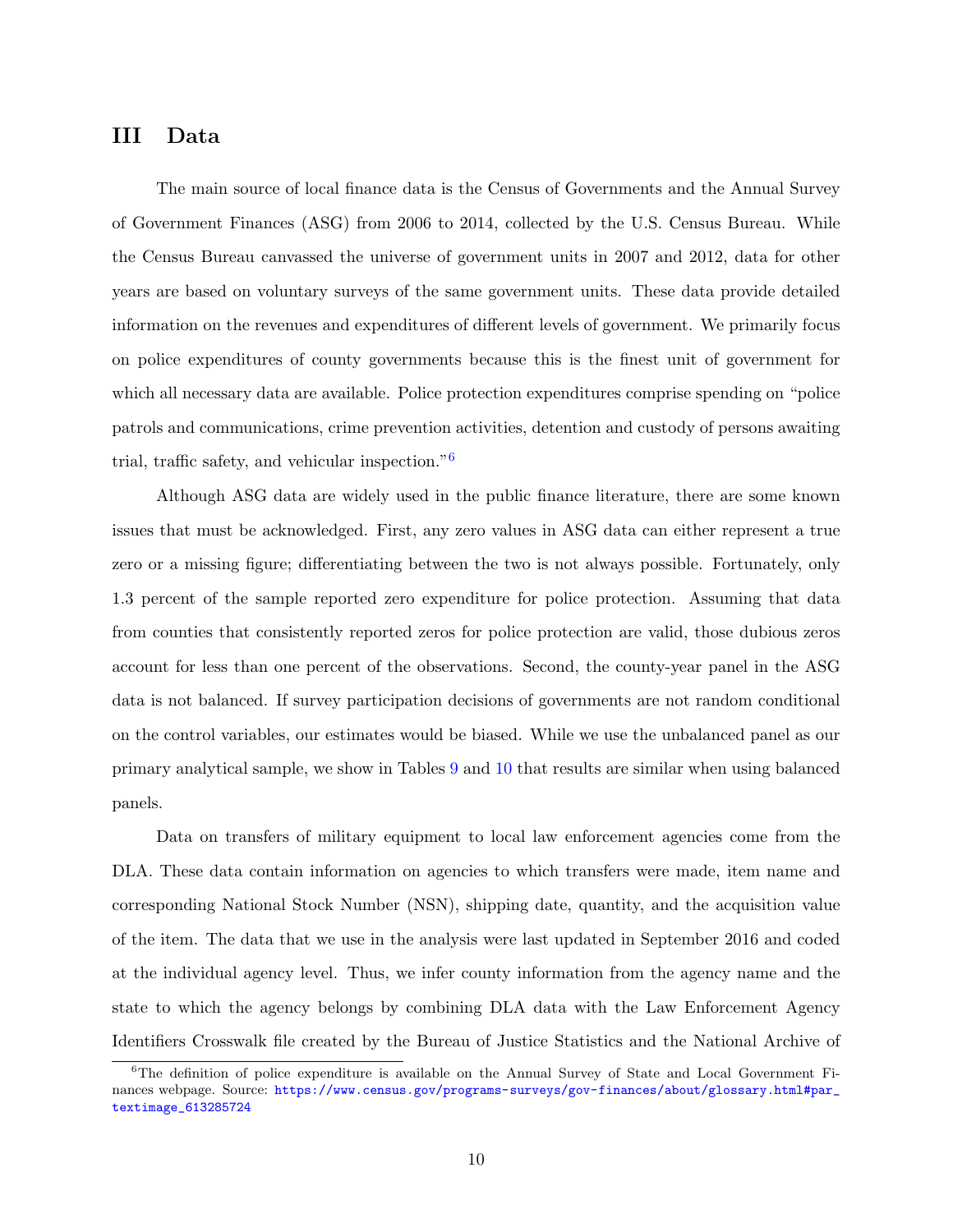# III Data

The main source of local finance data is the Census of Governments and the Annual Survey of Government Finances (ASG) from 2006 to 2014, collected by the U.S. Census Bureau. While the Census Bureau canvassed the universe of government units in 2007 and 2012, data for other years are based on voluntary surveys of the same government units. These data provide detailed information on the revenues and expenditures of different levels of government. We primarily focus on police expenditures of county governments because this is the finest unit of government for which all necessary data are available. Police protection expenditures comprise spending on "police patrols and communications, crime prevention activities, detention and custody of persons awaiting trial, traffic safety, and vehicular inspection."[6]

Although ASG data are widely used in the public finance literature, there are some known issues that must be acknowledged. First, any zero values in ASG data can either represent a true zero or a missing figure; differentiating between the two is not always possible. Fortunately, only 1.3 percent of the sample reported zero expenditure for police protection. Assuming that data from counties that consistently reported zeros for police protection are valid, those dubious zeros account for less than one percent of the observations. Second, the county-year panel in the ASG data is not balanced. If survey participation decisions of governments are not random conditional on the control variables, our estimates would be biased. While we use the unbalanced panel as our primary analytical sample, we show in Tables 9 and 10 that results are similar when using balanced panels.

Data on transfers of military equipment to local law enforcement agencies come from the DLA. These data contain information on agencies to which transfers were made, item name and corresponding National Stock Number (NSN), shipping date, quantity, and the acquisition value of the item. The data that we use in the analysis were last updated in September 2016 and coded at the individual agency level. Thus, we infer county information from the agency name and the state to which the agency belongs by combining DLA data with the Law Enforcement Agency Identifiers Crosswalk file created by the Bureau of Justice Statistics and the National Archive of

[6] The definition of police expenditure is available on the Annual Survey of State and Local Government Finances webpage. Source: https://www.census.gov/programs-surveys/gov-finances/about/glossary.html#par_textimage_613285724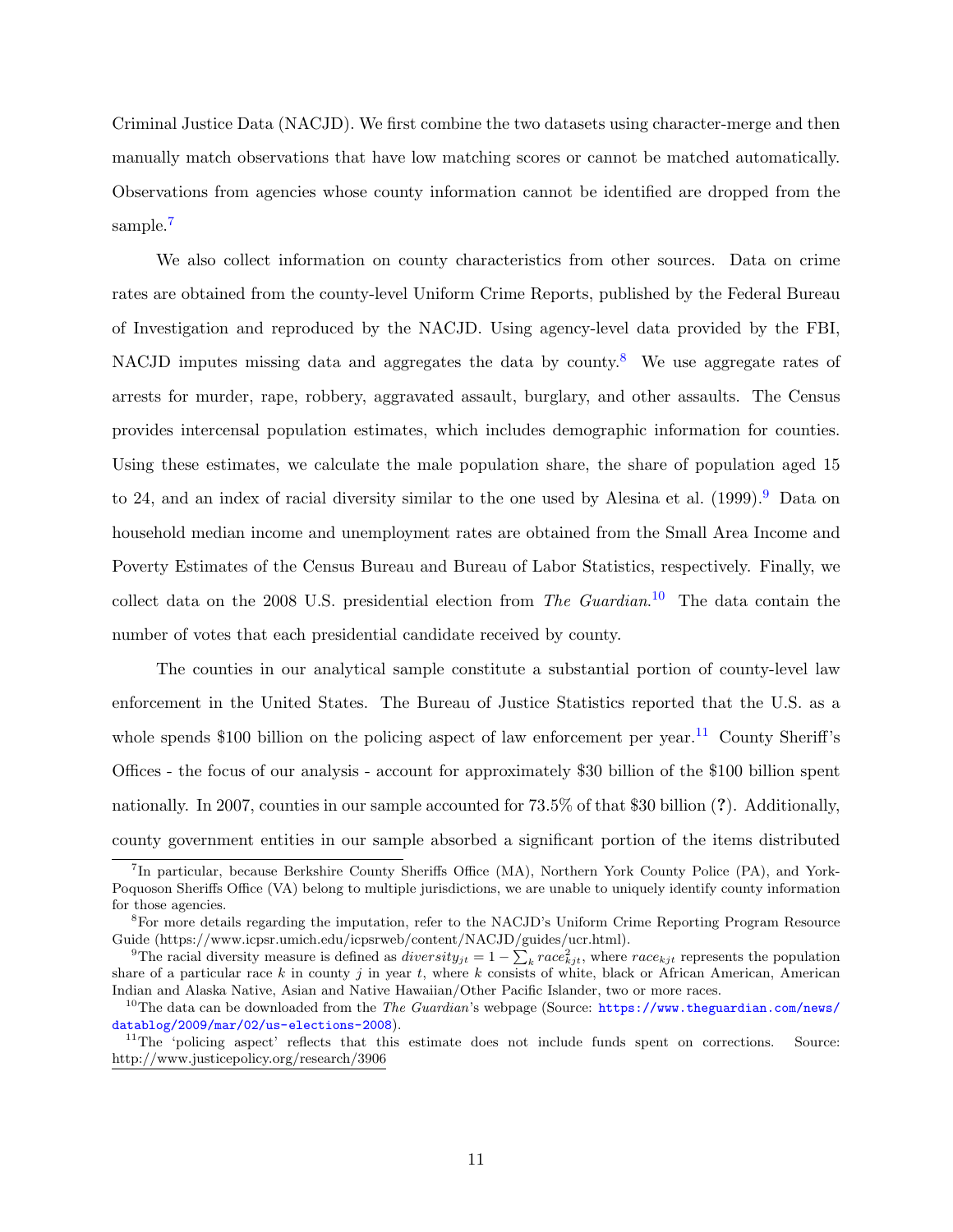Criminal Justice Data (NACJD). We first combine the two datasets using character-merge and then manually match observations that have low matching scores or cannot be matched automatically. Observations from agencies whose county information cannot be identified are dropped from the sample.[7]

We also collect information on county characteristics from other sources. Data on crime rates are obtained from the county-level Uniform Crime Reports, published by the Federal Bureau of Investigation and reproduced by the NACJD. Using agency-level data provided by the FBI, NACJD imputes missing data and aggregates the data by county.[8] We use aggregate rates of arrests for murder, rape, robbery, aggravated assault, burglary, and other assaults. The Census provides intercensal population estimates, which includes demographic information for counties. Using these estimates, we calculate the male population share, the share of population aged 15 to 24, and an index of racial diversity similar to the one used by Alesina et al. (1999).[9] Data on household median income and unemployment rates are obtained from the Small Area Income and Poverty Estimates of the Census Bureau and Bureau of Labor Statistics, respectively. Finally, we collect data on the 2008 U.S. presidential election from *The Guardian*.[10] The data contain the number of votes that each presidential candidate received by county.

The counties in our analytical sample constitute a substantial portion of county-level law enforcement in the United States. The Bureau of Justice Statistics reported that the U.S. as a whole spends \$100 billion on the policing aspect of law enforcement per year.[11] County Sheriff's Offices - the focus of our analysis - account for approximately \$30 billion of the \$100 billion spent nationally. In 2007, counties in our sample accounted for 73.5% of that \$30 billion (**?**). Additionally, county government entities in our sample absorbed a significant portion of the items distributed

---

[7] In particular, because Berkshire County Sheriffs Office (MA), Northern York County Police (PA), and York-Poquoson Sheriffs Office (VA) belong to multiple jurisdictions, we are unable to uniquely identify county information for those agencies.

[8] For more details regarding the imputation, refer to the NACJD's Uniform Crime Reporting Program Resource Guide (https://www.icpsr.umich.edu/icpsrweb/content/NACJD/guides/ucr.html).

[9] The racial diversity measure is defined as $diversity_{jt} = 1 - \sum_k race_{kjt}^2$, where $race_{kjt}$ represents the population share of a particular race $k$ in county $j$ in year $t$, where $k$ consists of white, black or African American, American Indian and Alaska Native, Asian and Native Hawaiian/Other Pacific Islander, two or more races.

[10] The data can be downloaded from the *The Guardian*'s webpage (Source: https://www.theguardian.com/news/datablog/2009/mar/02/us-elections-2008).

[11] The 'policing aspect' reflects that this estimate does not include funds spent on corrections. Source: http://www.justicepolicy.org/research/3906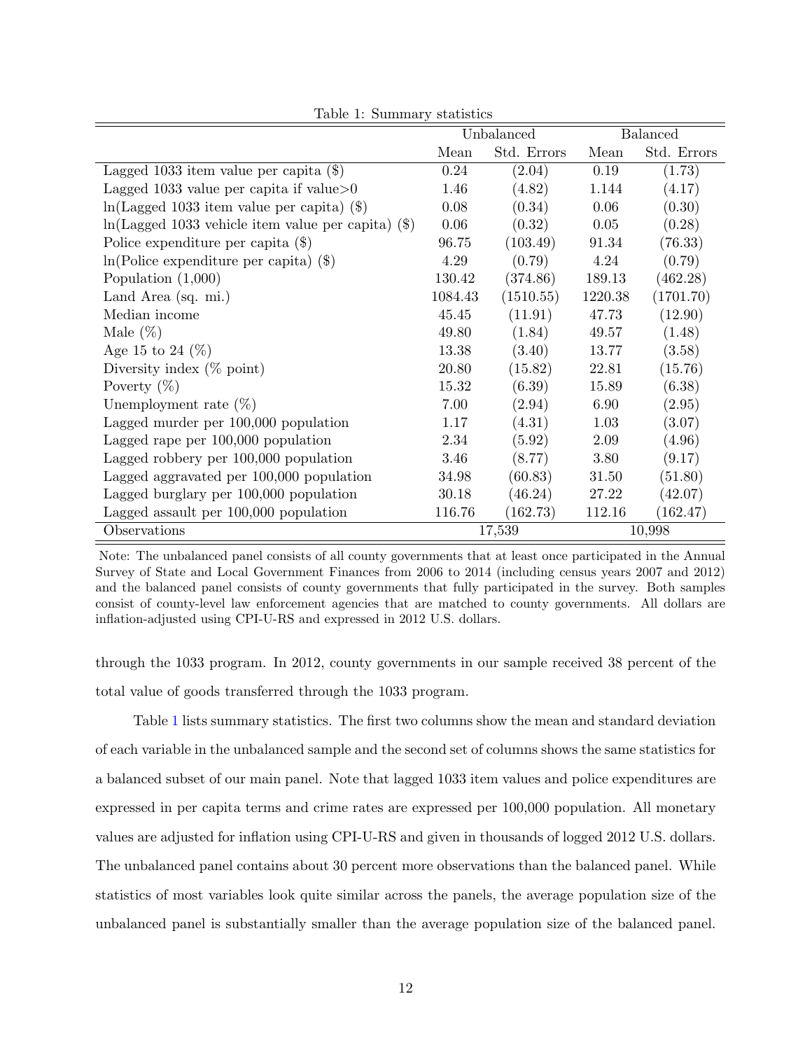Table 1: Summary statistics

| | Unbalanced | | Balanced | |
|---|---|---|---|---|
| | Mean | Std. Errors | Mean | Std. Errors |
| Lagged 1033 item value per capita ($) | 0.24 | (2.04) | 0.19 | (1.73) |
| Lagged 1033 value per capita if value>0 | 1.46 | (4.82) | 1.144 | (4.17) |
| ln(Lagged 1033 item value per capita) ($) | 0.08 | (0.34) | 0.06 | (0.30) |
| ln(Lagged 1033 vehicle item value per capita) ($) | 0.06 | (0.32) | 0.05 | (0.28) |
| Police expenditure per capita ($) | 96.75 | (103.49) | 91.34 | (76.33) |
| ln(Police expenditure per capita) ($) | 4.29 | (0.79) | 4.24 | (0.79) |
| Population (1,000) | 130.42 | (374.86) | 189.13 | (462.28) |
| Land Area (sq. mi.) | 1084.43 | (1510.55) | 1220.38 | (1701.70) |
| Median income | 45.45 | (11.91) | 47.73 | (12.90) |
| Male (%) | 49.80 | (1.84) | 49.57 | (1.48) |
| Age 15 to 24 (%) | 13.38 | (3.40) | 13.77 | (3.58) |
| Diversity index (% point) | 20.80 | (15.82) | 22.81 | (15.76) |
| Poverty (%) | 15.32 | (6.39) | 15.89 | (6.38) |
| Unemployment rate (%) | 7.00 | (2.94) | 6.90 | (2.95) |
| Lagged murder per 100,000 population | 1.17 | (4.31) | 1.03 | (3.07) |
| Lagged rape per 100,000 population | 2.34 | (5.92) | 2.09 | (4.96) |
| Lagged robbery per 100,000 population | 3.46 | (8.77) | 3.80 | (9.17) |
| Lagged aggravated per 100,000 population | 34.98 | (60.83) | 31.50 | (51.80) |
| Lagged burglary per 100,000 population | 30.18 | (46.24) | 27.22 | (42.07) |
| Lagged assault per 100,000 population | 116.76 | (162.73) | 112.16 | (162.47) |
| Observations | 17,539 | | 10,998 | |

Note: The unbalanced panel consists of all county governments that at least once participated in the Annual Survey of State and Local Government Finances from 2006 to 2014 (including census years 2007 and 2012) and the balanced panel consists of county governments that fully participated in the survey. Both samples consist of county-level law enforcement agencies that are matched to county governments. All dollars are inflation-adjusted using CPI-U-RS and expressed in 2012 U.S. dollars.

through the 1033 program. In 2012, county governments in our sample received 38 percent of the total value of goods transferred through the 1033 program.

Table 1 lists summary statistics. The first two columns show the mean and standard deviation of each variable in the unbalanced sample and the second set of columns shows the same statistics for a balanced subset of our main panel. Note that lagged 1033 item values and police expenditures are expressed in per capita terms and crime rates are expressed per 100,000 population. All monetary values are adjusted for inflation using CPI-U-RS and given in thousands of logged 2012 U.S. dollars. The unbalanced panel contains about 30 percent more observations than the balanced panel. While statistics of most variables look quite similar across the panels, the average population size of the unbalanced panel is substantially smaller than the average population size of the balanced panel.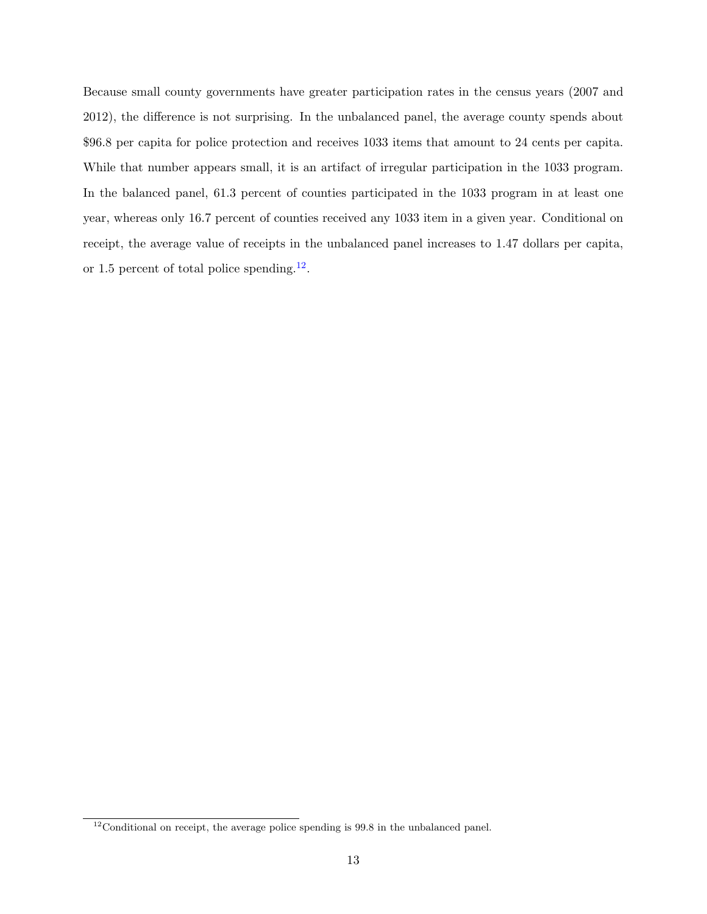Because small county governments have greater participation rates in the census years (2007 and 2012), the difference is not surprising. In the unbalanced panel, the average county spends about $96.8 per capita for police protection and receives 1033 items that amount to 24 cents per capita. While that number appears small, it is an artifact of irregular participation in the 1033 program. In the balanced panel, 61.3 percent of counties participated in the 1033 program in at least one year, whereas only 16.7 percent of counties received any 1033 item in a given year. Conditional on receipt, the average value of receipts in the unbalanced panel increases to 1.47 dollars per capita, or 1.5 percent of total police spending.[12].

[12] Conditional on receipt, the average police spending is 99.8 in the unbalanced panel.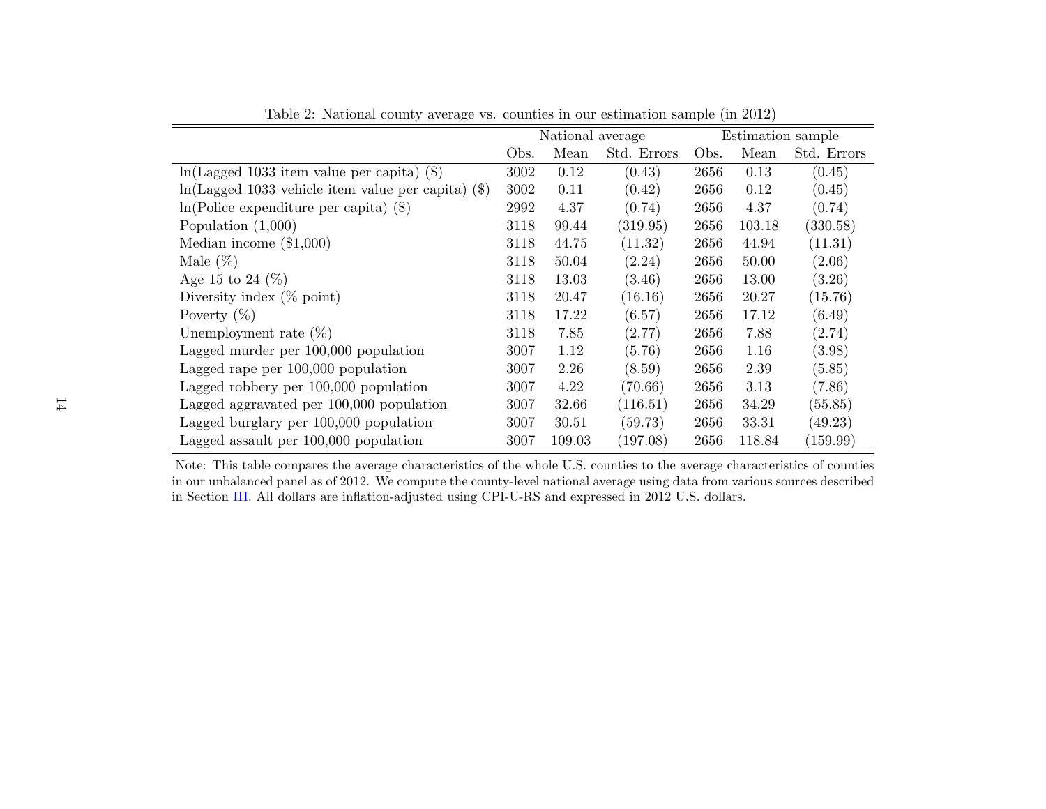Table 2: National county average vs. counties in our estimation sample (in 2012)

| | National average | | | Estimation sample | | |
|---|---|---|---|---|---|---|
| | Obs. | Mean | Std. Errors | Obs. | Mean | Std. Errors |
| ln(Lagged 1033 item value per capita) ($) | 3002 | 0.12 | (0.43) | 2656 | 0.13 | (0.45) |
| ln(Lagged 1033 vehicle item value per capita) ($) | 3002 | 0.11 | (0.42) | 2656 | 0.12 | (0.45) |
| ln(Police expenditure per capita) ($) | 2992 | 4.37 | (0.74) | 2656 | 4.37 | (0.74) |
| Population (1,000) | 3118 | 99.44 | (319.95) | 2656 | 103.18 | (330.58) |
| Median income ($1,000) | 3118 | 44.75 | (11.32) | 2656 | 44.94 | (11.31) |
| Male (%) | 3118 | 50.04 | (2.24) | 2656 | 50.00 | (2.06) |
| Age 15 to 24 (%) | 3118 | 13.03 | (3.46) | 2656 | 13.00 | (3.26) |
| Diversity index (% point) | 3118 | 20.47 | (16.16) | 2656 | 20.27 | (15.76) |
| Poverty (%) | 3118 | 17.22 | (6.57) | 2656 | 17.12 | (6.49) |
| Unemployment rate (%) | 3118 | 7.85 | (2.77) | 2656 | 7.88 | (2.74) |
| Lagged murder per 100,000 population | 3007 | 1.12 | (5.76) | 2656 | 1.16 | (3.98) |
| Lagged rape per 100,000 population | 3007 | 2.26 | (8.59) | 2656 | 2.39 | (5.85) |
| Lagged robbery per 100,000 population | 3007 | 4.22 | (70.66) | 2656 | 3.13 | (7.86) |
| Lagged aggravated per 100,000 population | 3007 | 32.66 | (116.51) | 2656 | 34.29 | (55.85) |
| Lagged burglary per 100,000 population | 3007 | 30.51 | (59.73) | 2656 | 33.31 | (49.23) |
| Lagged assault per 100,000 population | 3007 | 109.03 | (197.08) | 2656 | 118.84 | (159.99) |

Note: This table compares the average characteristics of the whole U.S. counties to the average characteristics of counties in our unbalanced panel as of 2012. We compute the county-level national average using data from various sources described in Section III. All dollars are inflation-adjusted using CPI-U-RS and expressed in 2012 U.S. dollars.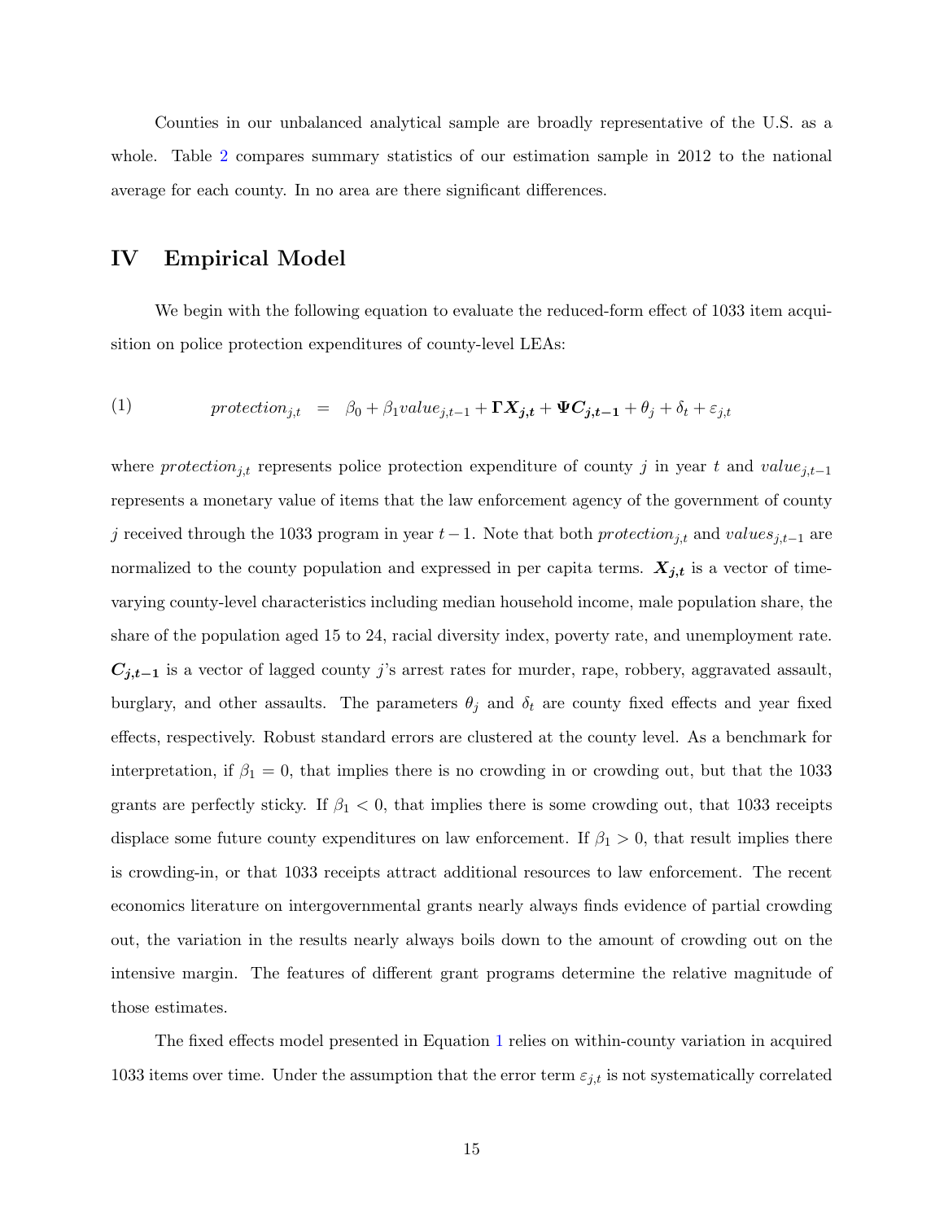Counties in our unbalanced analytical sample are broadly representative of the U.S. as a whole. Table 2 compares summary statistics of our estimation sample in 2012 to the national average for each county. In no area are there significant differences.

## IV Empirical Model

We begin with the following equation to evaluate the reduced-form effect of 1033 item acquisition on police protection expenditures of county-level LEAs:

$$protection_{j,t} = \beta_0 + \beta_1 value_{j,t-1} + \mathbf{\Gamma X_{j,t}} + \mathbf{\Psi C_{j,t-1}} + \theta_j + \delta_t + \varepsilon_{j,t} \tag{1}$$

where $protection_{j,t}$ represents police protection expenditure of county $j$ in year $t$ and $value_{j,t-1}$ represents a monetary value of items that the law enforcement agency of the government of county $j$ received through the 1033 program in year $t-1$. Note that both $protection_{j,t}$ and $values_{j,t-1}$ are normalized to the county population and expressed in per capita terms. $\boldsymbol{X_{j,t}}$ is a vector of time-varying county-level characteristics including median household income, male population share, the share of the population aged 15 to 24, racial diversity index, poverty rate, and unemployment rate. $\boldsymbol{C_{j,t-1}}$ is a vector of lagged county $j$'s arrest rates for murder, rape, robbery, aggravated assault, burglary, and other assaults. The parameters $\theta_j$ and $\delta_t$ are county fixed effects and year fixed effects, respectively. Robust standard errors are clustered at the county level. As a benchmark for interpretation, if $\beta_1 = 0$, that implies there is no crowding in or crowding out, but that the 1033 grants are perfectly sticky. If $\beta_1 < 0$, that implies there is some crowding out, that 1033 receipts displace some future county expenditures on law enforcement. If $\beta_1 > 0$, that result implies there is crowding-in, or that 1033 receipts attract additional resources to law enforcement. The recent economics literature on intergovernmental grants nearly always finds evidence of partial crowding out, the variation in the results nearly always boils down to the amount of crowding out on the intensive margin. The features of different grant programs determine the relative magnitude of those estimates.

The fixed effects model presented in Equation 1 relies on within-county variation in acquired 1033 items over time. Under the assumption that the error term $\varepsilon_{j,t}$ is not systematically correlated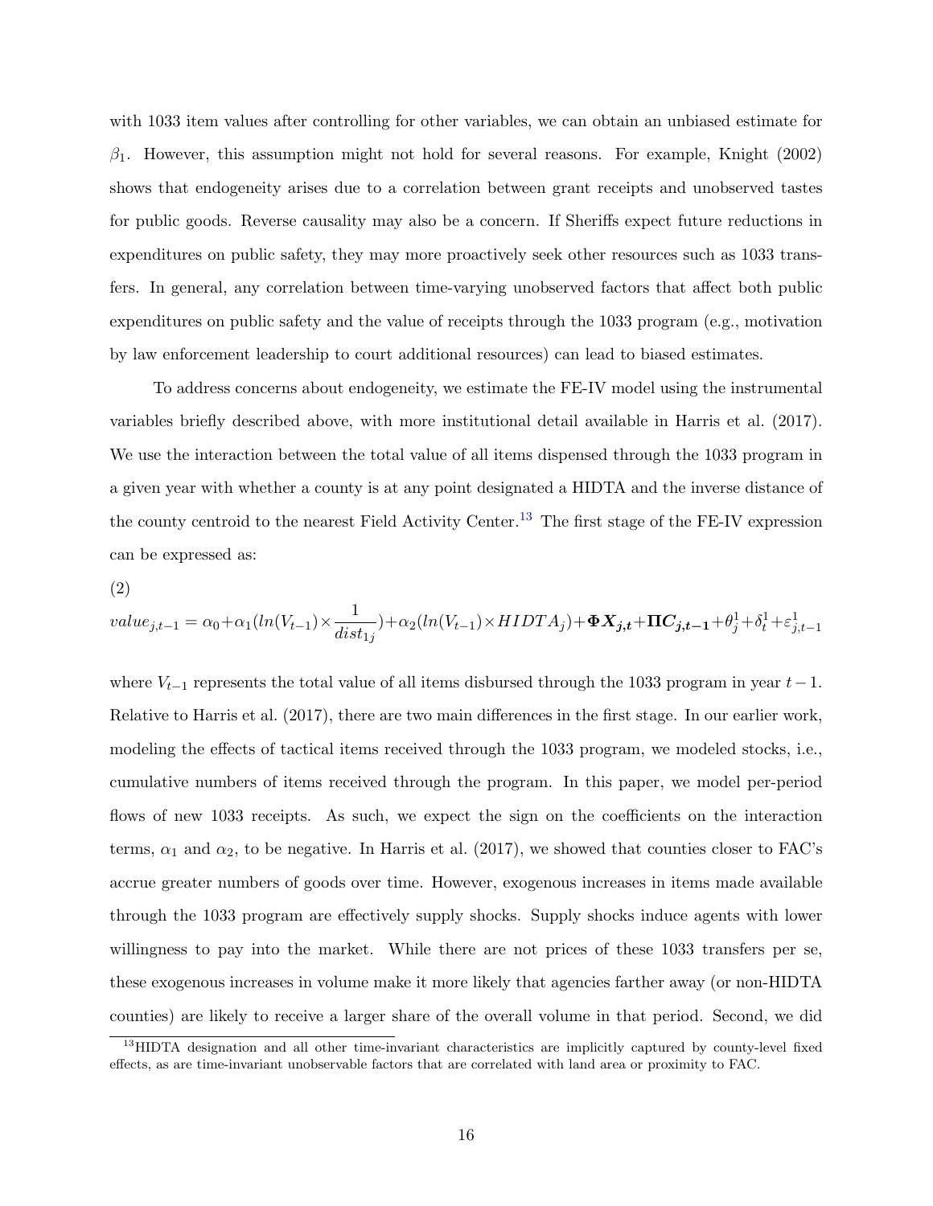with 1033 item values after controlling for other variables, we can obtain an unbiased estimate for $\beta_1$. However, this assumption might not hold for several reasons. For example, Knight (2002) shows that endogeneity arises due to a correlation between grant receipts and unobserved tastes for public goods. Reverse causality may also be a concern. If Sheriffs expect future reductions in expenditures on public safety, they may more proactively seek other resources such as 1033 transfers. In general, any correlation between time-varying unobserved factors that affect both public expenditures on public safety and the value of receipts through the 1033 program (e.g., motivation by law enforcement leadership to court additional resources) can lead to biased estimates.

To address concerns about endogeneity, we estimate the FE-IV model using the instrumental variables briefly described above, with more institutional detail available in Harris et al. (2017). We use the interaction between the total value of all items dispensed through the 1033 program in a given year with whether a county is at any point designated a HIDTA and the inverse distance of the county centroid to the nearest Field Activity Center.[13] The first stage of the FE-IV expression can be expressed as:

(2)

$$value_{j,t-1} = \alpha_0 + \alpha_1 (ln(V_{t-1}) \times \frac{1}{dist_{1j}}) + \alpha_2 (ln(V_{t-1}) \times HIDTA_j) + \mathbf{\Phi X_{j,t}} + \mathbf{\Pi C_{j,t-1}} + \theta_j^1 + \delta_t^1 + \varepsilon_{j,t-1}^1$$

where $V_{t-1}$ represents the total value of all items disbursed through the 1033 program in year $t-1$. Relative to Harris et al. (2017), there are two main differences in the first stage. In our earlier work, modeling the effects of tactical items received through the 1033 program, we modeled stocks, i.e., cumulative numbers of items received through the program. In this paper, we model per-period flows of new 1033 receipts. As such, we expect the sign on the coefficients on the interaction terms, $\alpha_1$ and $\alpha_2$, to be negative. In Harris et al. (2017), we showed that counties closer to FAC's accrue greater numbers of goods over time. However, exogenous increases in items made available through the 1033 program are effectively supply shocks. Supply shocks induce agents with lower willingness to pay into the market. While there are not prices of these 1033 transfers per se, these exogenous increases in volume make it more likely that agencies farther away (or non-HIDTA counties) are likely to receive a larger share of the overall volume in that period. Second, we did

[13] HIDTA designation and all other time-invariant characteristics are implicitly captured by county-level fixed effects, as are time-invariant unobservable factors that are correlated with land area or proximity to FAC.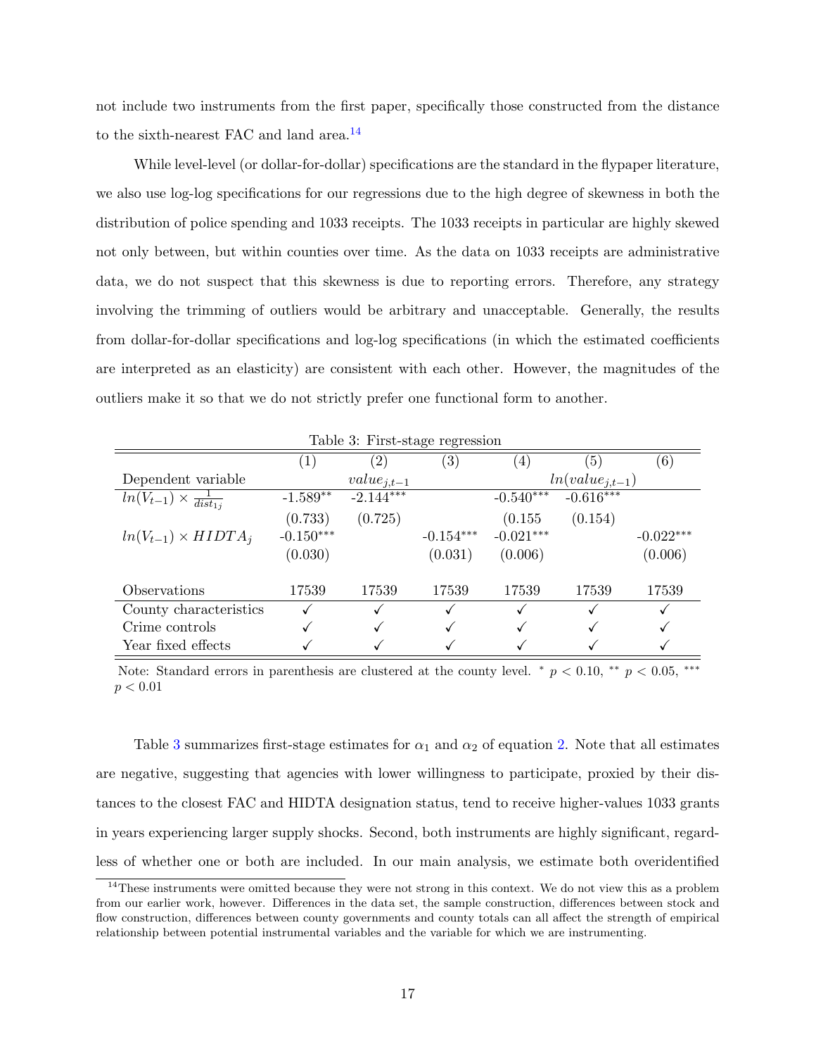not include two instruments from the first paper, specifically those constructed from the distance to the sixth-nearest FAC and land area.[14]

While level-level (or dollar-for-dollar) specifications are the standard in the flypaper literature, we also use log-log specifications for our regressions due to the high degree of skewness in both the distribution of police spending and 1033 receipts. The 1033 receipts in particular are highly skewed not only between, but within counties over time. As the data on 1033 receipts are administrative data, we do not suspect that this skewness is due to reporting errors. Therefore, any strategy involving the trimming of outliers would be arbitrary and unacceptable. Generally, the results from dollar-for-dollar specifications and log-log specifications (in which the estimated coefficients are interpreted as an elasticity) are consistent with each other. However, the magnitudes of the outliers make it so that we do not strictly prefer one functional form to another.

Table 3: First-stage regression

| | (1) | (2) | (3) | (4) | (5) | (6) |
|---|---|---|---|---|---|---|
| Dependent variable | | $value_{j,t-1}$ | | | $ln(value_{j,t-1})$ | |
| $ln(V_{t-1}) \times \frac{1}{dist_{1j}}$ | -1.589** | -2.144*** | | -0.540*** | -0.616*** | |
| | (0.733) | (0.725) | | (0.155 | (0.154) | |
| $ln(V_{t-1}) \times HIDTA_j$ | -0.150*** | | -0.154*** | -0.021*** | | -0.022*** |
| | (0.030) | | (0.031) | (0.006) | | (0.006) |
| Observations | 17539 | 17539 | 17539 | 17539 | 17539 | 17539 |
| County characteristics | ✓ | ✓ | ✓ | ✓ | ✓ | ✓ |
| Crime controls | ✓ | ✓ | ✓ | ✓ | ✓ | ✓ |
| Year fixed effects | ✓ | ✓ | ✓ | ✓ | ✓ | ✓ |

Note: Standard errors in parenthesis are clustered at the county level. * $p < 0.10$, ** $p < 0.05$, *** $p < 0.01$

Table 3 summarizes first-stage estimates for $\alpha_1$ and $\alpha_2$ of equation 2. Note that all estimates are negative, suggesting that agencies with lower willingness to participate, proxied by their distances to the closest FAC and HIDTA designation status, tend to receive higher-values 1033 grants in years experiencing larger supply shocks. Second, both instruments are highly significant, regardless of whether one or both are included. In our main analysis, we estimate both overidentified

[14] These instruments were omitted because they were not strong in this context. We do not view this as a problem from our earlier work, however. Differences in the data set, the sample construction, differences between stock and flow construction, differences between county governments and county totals can all affect the strength of empirical relationship between potential instrumental variables and the variable for which we are instrumenting.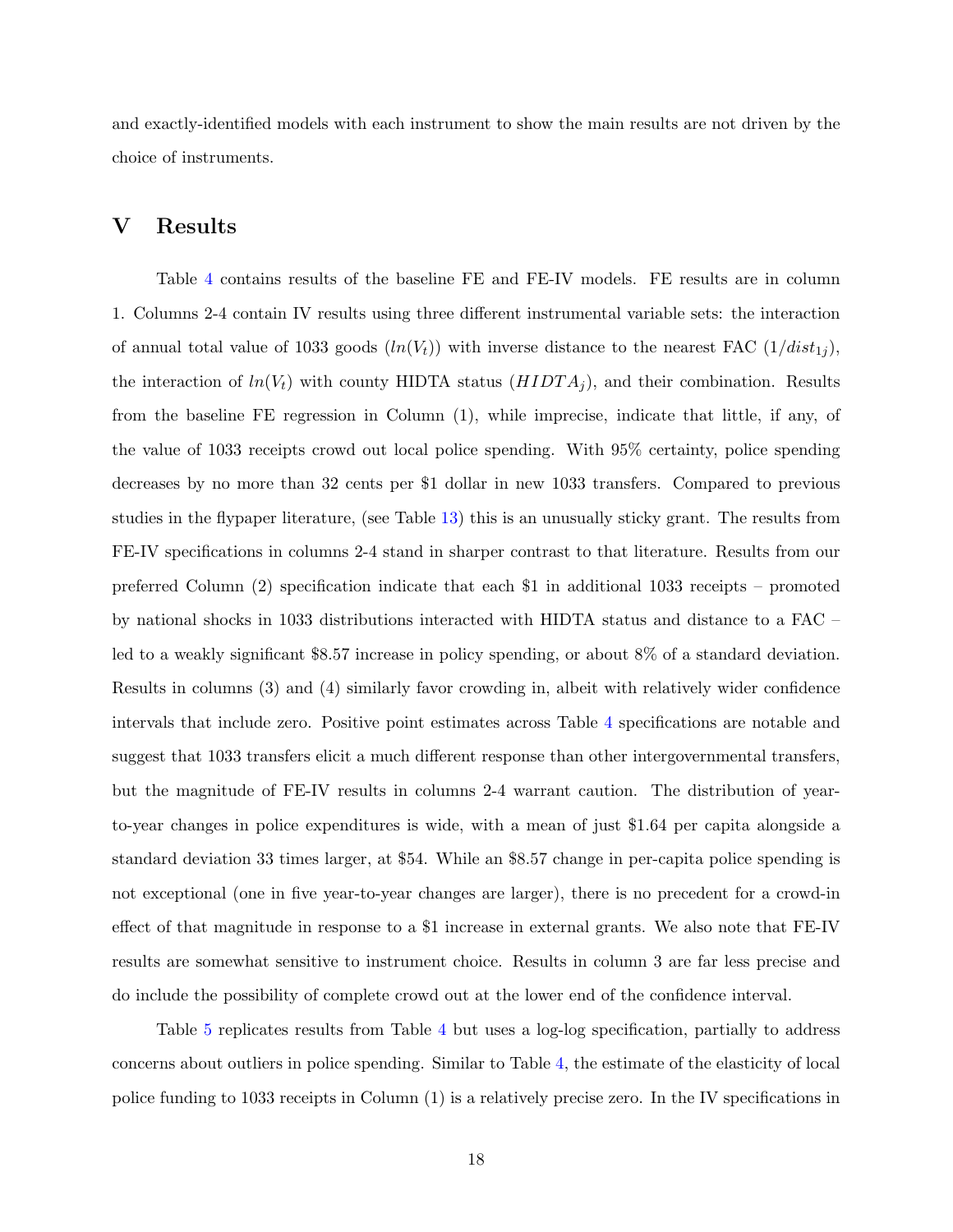and exactly-identified models with each instrument to show the main results are not driven by the choice of instruments.

# V Results

Table 4 contains results of the baseline FE and FE-IV models. FE results are in column 1. Columns 2-4 contain IV results using three different instrumental variable sets: the interaction of annual total value of 1033 goods ($ln(V_t)$) with inverse distance to the nearest FAC ($1/dist_{1j}$), the interaction of $ln(V_t)$ with county HIDTA status ($HIDTA_j$), and their combination. Results from the baseline FE regression in Column (1), while imprecise, indicate that little, if any, of the value of 1033 receipts crowd out local police spending. With 95% certainty, police spending decreases by no more than 32 cents per $1 dollar in new 1033 transfers. Compared to previous studies in the flypaper literature, (see Table 13) this is an unusually sticky grant. The results from FE-IV specifications in columns 2-4 stand in sharper contrast to that literature. Results from our preferred Column (2) specification indicate that each $1 in additional 1033 receipts – promoted by national shocks in 1033 distributions interacted with HIDTA status and distance to a FAC – led to a weakly significant $8.57 increase in policy spending, or about 8% of a standard deviation. Results in columns (3) and (4) similarly favor crowding in, albeit with relatively wider confidence intervals that include zero. Positive point estimates across Table 4 specifications are notable and suggest that 1033 transfers elicit a much different response than other intergovernmental transfers, but the magnitude of FE-IV results in columns 2-4 warrant caution. The distribution of year-to-year changes in police expenditures is wide, with a mean of just $1.64 per capita alongside a standard deviation 33 times larger, at $54. While an $8.57 change in per-capita police spending is not exceptional (one in five year-to-year changes are larger), there is no precedent for a crowd-in effect of that magnitude in response to a $1 increase in external grants. We also note that FE-IV results are somewhat sensitive to instrument choice. Results in column 3 are far less precise and do include the possibility of complete crowd out at the lower end of the confidence interval.

Table 5 replicates results from Table 4 but uses a log-log specification, partially to address concerns about outliers in police spending. Similar to Table 4, the estimate of the elasticity of local police funding to 1033 receipts in Column (1) is a relatively precise zero. In the IV specifications in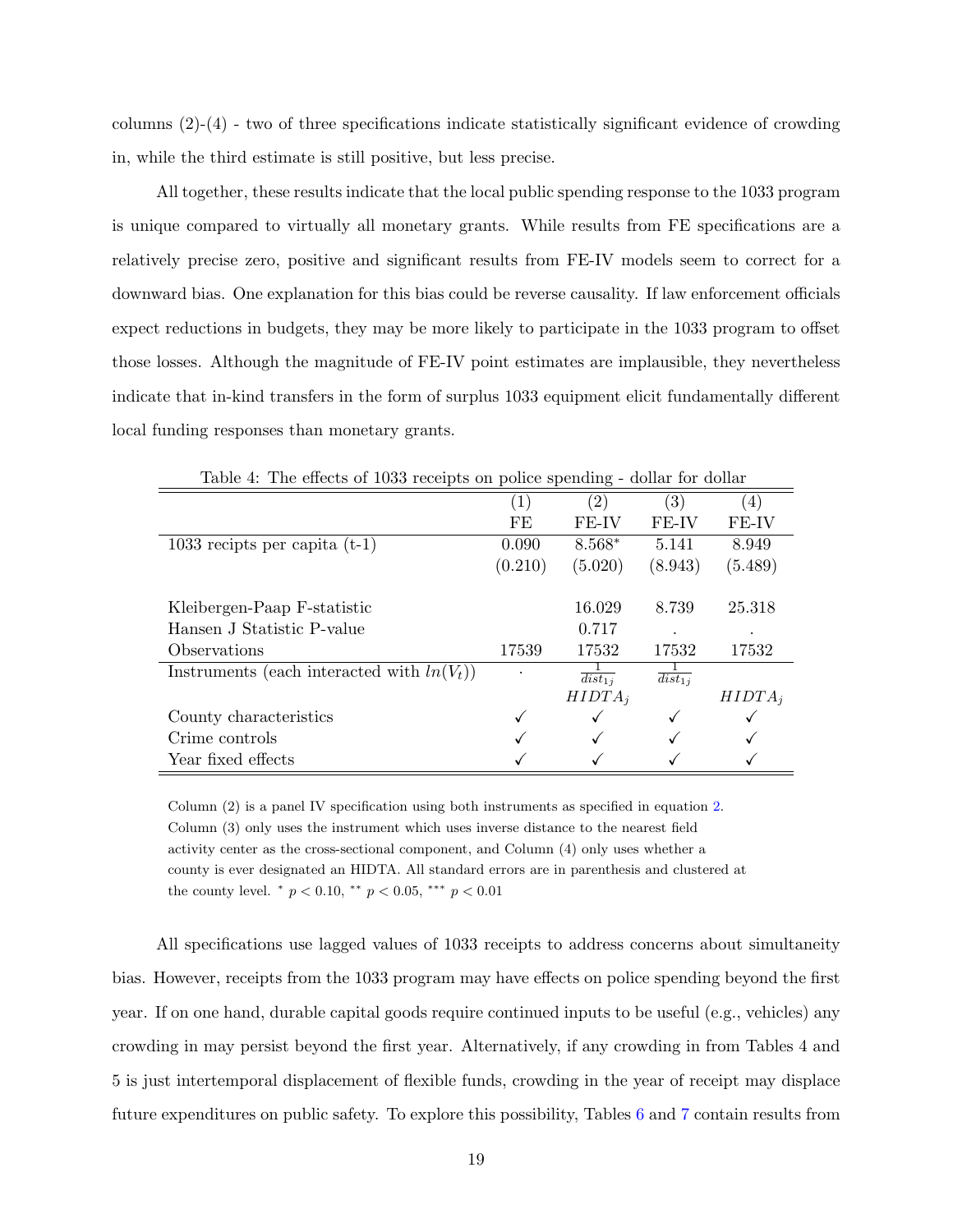columns (2)-(4) - two of three specifications indicate statistically significant evidence of crowding in, while the third estimate is still positive, but less precise.

All together, these results indicate that the local public spending response to the 1033 program is unique compared to virtually all monetary grants. While results from FE specifications are a relatively precise zero, positive and significant results from FE-IV models seem to correct for a downward bias. One explanation for this bias could be reverse causality. If law enforcement officials expect reductions in budgets, they may be more likely to participate in the 1033 program to offset those losses. Although the magnitude of FE-IV point estimates are implausible, they nevertheless indicate that in-kind transfers in the form of surplus 1033 equipment elicit fundamentally different local funding responses than monetary grants.

Table 4: The effects of 1033 receipts on police spending - dollar for dollar

| | (1) | (2) | (3) | (4) |
|---|---|---|---|---|
| | FE | FE-IV | FE-IV | FE-IV |
| 1033 recipts per capita (t-1) | 0.090 | 8.568* | 5.141 | 8.949 |
| | (0.210) | (5.020) | (8.943) | (5.489) |
| Kleibergen-Paap F-statistic | | 16.029 | 8.739 | 25.318 |
| Hansen J Statistic P-value | | 0.717 | . | . |
| Observations | 17539 | 17532 | 17532 | 17532 |
| Instruments (each interacted with $ln(V_t)$) | . | $\frac{1}{dist_{1j}}$ | $\frac{1}{dist_{1j}}$ | |
| | | $HIDTA_j$ | | $HIDTA_j$ |
| County characteristics | ✓ | ✓ | ✓ | ✓ |
| Crime controls | ✓ | ✓ | ✓ | ✓ |
| Year fixed effects | ✓ | ✓ | ✓ | ✓ |

Column (2) is a panel IV specification using both instruments as specified in equation 2. Column (3) only uses the instrument which uses inverse distance to the nearest field activity center as the cross-sectional component, and Column (4) only uses whether a county is ever designated an HIDTA. All standard errors are in parenthesis and clustered at the county level. * $p < 0.10$, ** $p < 0.05$, *** $p < 0.01$

All specifications use lagged values of 1033 receipts to address concerns about simultaneity bias. However, receipts from the 1033 program may have effects on police spending beyond the first year. If on one hand, durable capital goods require continued inputs to be useful (e.g., vehicles) any crowding in may persist beyond the first year. Alternatively, if any crowding in from Tables 4 and 5 is just intertemporal displacement of flexible funds, crowding in the year of receipt may displace future expenditures on public safety. To explore this possibility, Tables 6 and 7 contain results from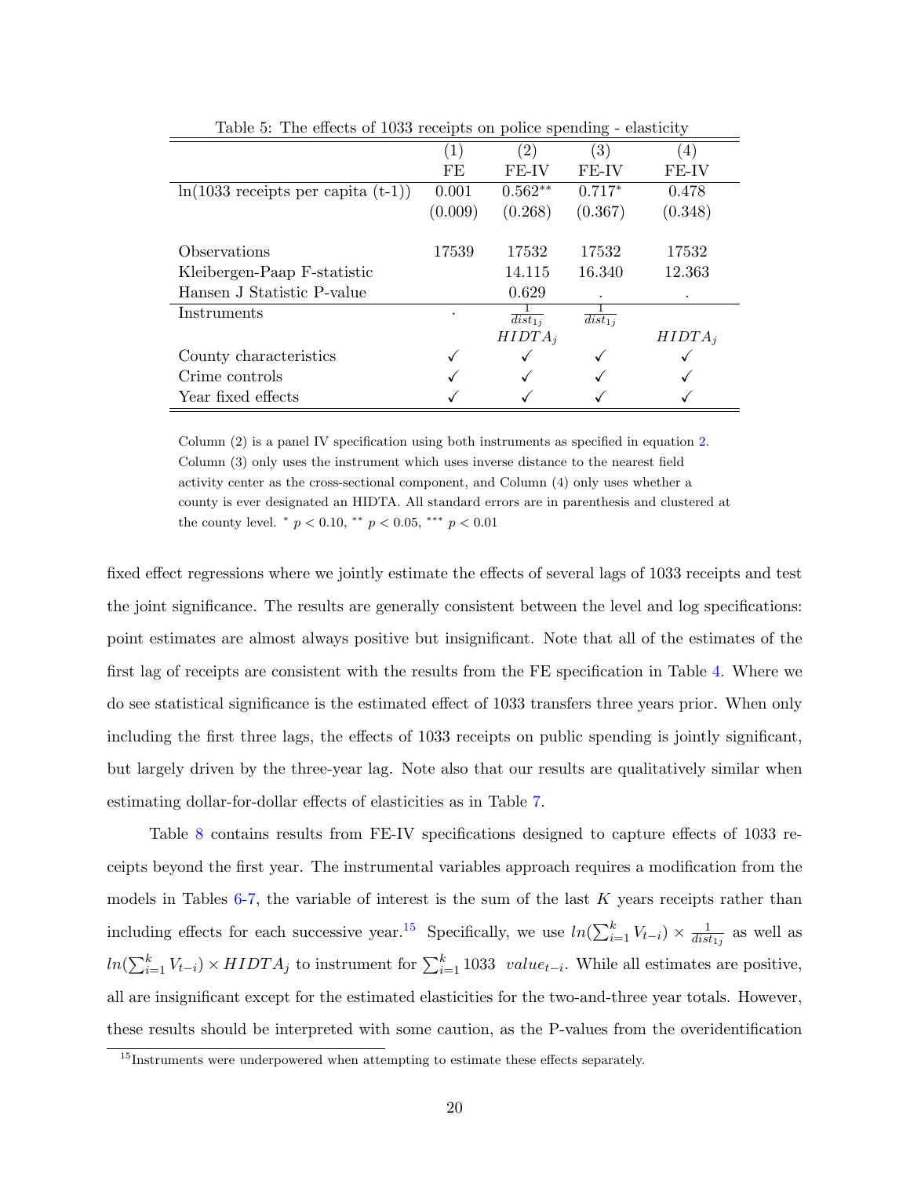Table 5: The effects of 1033 receipts on police spending - elasticity

| | (1) | (2) | (3) | (4) |
|---|---|---|---|---|
| | FE | FE-IV | FE-IV | FE-IV |
| ln(1033 receipts per capita (t-1)) | 0.001 | 0.562** | 0.717* | 0.478 |
| | (0.009) | (0.268) | (0.367) | (0.348) |
| Observations | 17539 | 17532 | 17532 | 17532 |
| Kleibergen-Paap F-statistic | | 14.115 | 16.340 | 12.363 |
| Hansen J Statistic P-value | | 0.629 | . | . |
| Instruments | . | $\frac{1}{dist_{1j}}$ | $\frac{1}{dist_{1j}}$ | |
| | | $HIDTA_j$ | | $HIDTA_j$ |
| County characteristics | ✓ | ✓ | ✓ | ✓ |
| Crime controls | ✓ | ✓ | ✓ | ✓ |
| Year fixed effects | ✓ | ✓ | ✓ | ✓ |

Column (2) is a panel IV specification using both instruments as specified in equation 2. Column (3) only uses the instrument which uses inverse distance to the nearest field activity center as the cross-sectional component, and Column (4) only uses whether a county is ever designated an HIDTA. All standard errors are in parenthesis and clustered at the county level. $^{*}$ $p < 0.10$, $^{**}$ $p < 0.05$, $^{***}$ $p < 0.01$

fixed effect regressions where we jointly estimate the effects of several lags of 1033 receipts and test the joint significance. The results are generally consistent between the level and log specifications: point estimates are almost always positive but insignificant. Note that all of the estimates of the first lag of receipts are consistent with the results from the FE specification in Table 4. Where we do see statistical significance is the estimated effect of 1033 transfers three years prior. When only including the first three lags, the effects of 1033 receipts on public spending is jointly significant, but largely driven by the three-year lag. Note also that our results are qualitatively similar when estimating dollar-for-dollar effects of elasticities as in Table 7.

Table 8 contains results from FE-IV specifications designed to capture effects of 1033 receipts beyond the first year. The instrumental variables approach requires a modification from the models in Tables 6-7, the variable of interest is the sum of the last $K$ years receipts rather than including effects for each successive year.[15] Specifically, we use $ln(\sum_{i=1}^{k} V_{t-i}) \times \frac{1}{dist_{1j}}$ as well as $ln(\sum_{i=1}^{k} V_{t-i}) \times HIDTA_j$ to instrument for $\sum_{i=1}^{k} 1033 \;\; value_{t-i}$. While all estimates are positive, all are insignificant except for the estimated elasticities for the two-and-three year totals. However, these results should be interpreted with some caution, as the P-values from the overidentification

[15] Instruments were underpowered when attempting to estimate these effects separately.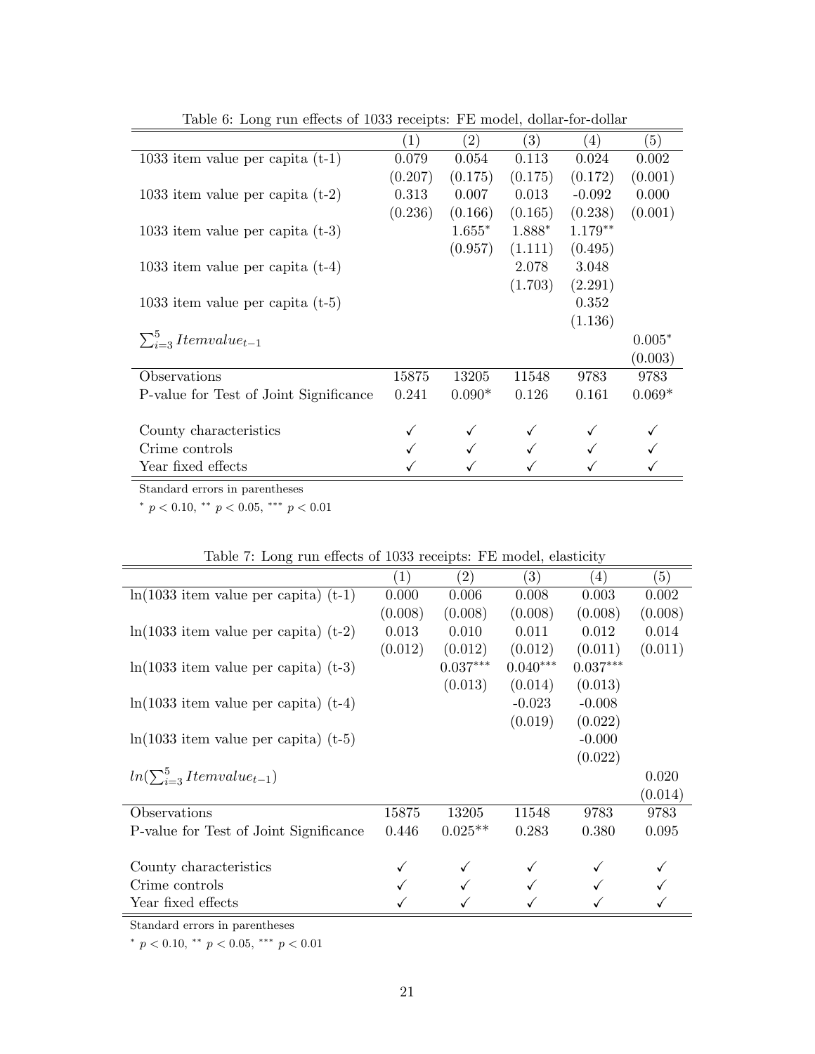Table 6: Long run effects of 1033 receipts: FE model, dollar-for-dollar

| | (1) | (2) | (3) | (4) | (5) |
|---|---|---|---|---|---|
| 1033 item value per capita (t-1) | 0.079 | 0.054 | 0.113 | 0.024 | 0.002 |
| | (0.207) | (0.175) | (0.175) | (0.172) | (0.001) |
| 1033 item value per capita (t-2) | 0.313 | 0.007 | 0.013 | -0.092 | 0.000 |
| | (0.236) | (0.166) | (0.165) | (0.238) | (0.001) |
| 1033 item value per capita (t-3) | | 1.655* | 1.888* | 1.179** | |
| | | (0.957) | (1.111) | (0.495) | |
| 1033 item value per capita (t-4) | | | 2.078 | 3.048 | |
| | | | (1.703) | (2.291) | |
| 1033 item value per capita (t-5) | | | | 0.352 | |
| | | | | (1.136) | |
| $\sum_{i=3}^{5} Itemvalue_{t-1}$ | | | | | 0.005* |
| | | | | | (0.003) |
| Observations | 15875 | 13205 | 11548 | 9783 | 9783 |
| P-value for Test of Joint Significance | 0.241 | 0.090* | 0.126 | 0.161 | 0.069* |
| County characteristics | ✓ | ✓ | ✓ | ✓ | ✓ |
| Crime controls | ✓ | ✓ | ✓ | ✓ | ✓ |
| Year fixed effects | ✓ | ✓ | ✓ | ✓ | ✓ |

Standard errors in parentheses

* $p < 0.10$, ** $p < 0.05$, *** $p < 0.01$

Table 7: Long run effects of 1033 receipts: FE model, elasticity

| | (1) | (2) | (3) | (4) | (5) |
|---|---|---|---|---|---|
| ln(1033 item value per capita) (t-1) | 0.000 | 0.006 | 0.008 | 0.003 | 0.002 |
| | (0.008) | (0.008) | (0.008) | (0.008) | (0.008) |
| ln(1033 item value per capita) (t-2) | 0.013 | 0.010 | 0.011 | 0.012 | 0.014 |
| | (0.012) | (0.012) | (0.012) | (0.011) | (0.011) |
| ln(1033 item value per capita) (t-3) | | 0.037*** | 0.040*** | 0.037*** | |
| | | (0.013) | (0.014) | (0.013) | |
| ln(1033 item value per capita) (t-4) | | | -0.023 | -0.008 | |
| | | | (0.019) | (0.022) | |
| ln(1033 item value per capita) (t-5) | | | | -0.000 | |
| | | | | (0.022) | |
| $ln(\sum_{i=3}^{5} Itemvalue_{t-1})$ | | | | | 0.020 |
| | | | | | (0.014) |
| Observations | 15875 | 13205 | 11548 | 9783 | 9783 |
| P-value for Test of Joint Significance | 0.446 | 0.025** | 0.283 | 0.380 | 0.095 |
| County characteristics | ✓ | ✓ | ✓ | ✓ | ✓ |
| Crime controls | ✓ | ✓ | ✓ | ✓ | ✓ |
| Year fixed effects | ✓ | ✓ | ✓ | ✓ | ✓ |

Standard errors in parentheses

* $p < 0.10$, ** $p < 0.05$, *** $p < 0.01$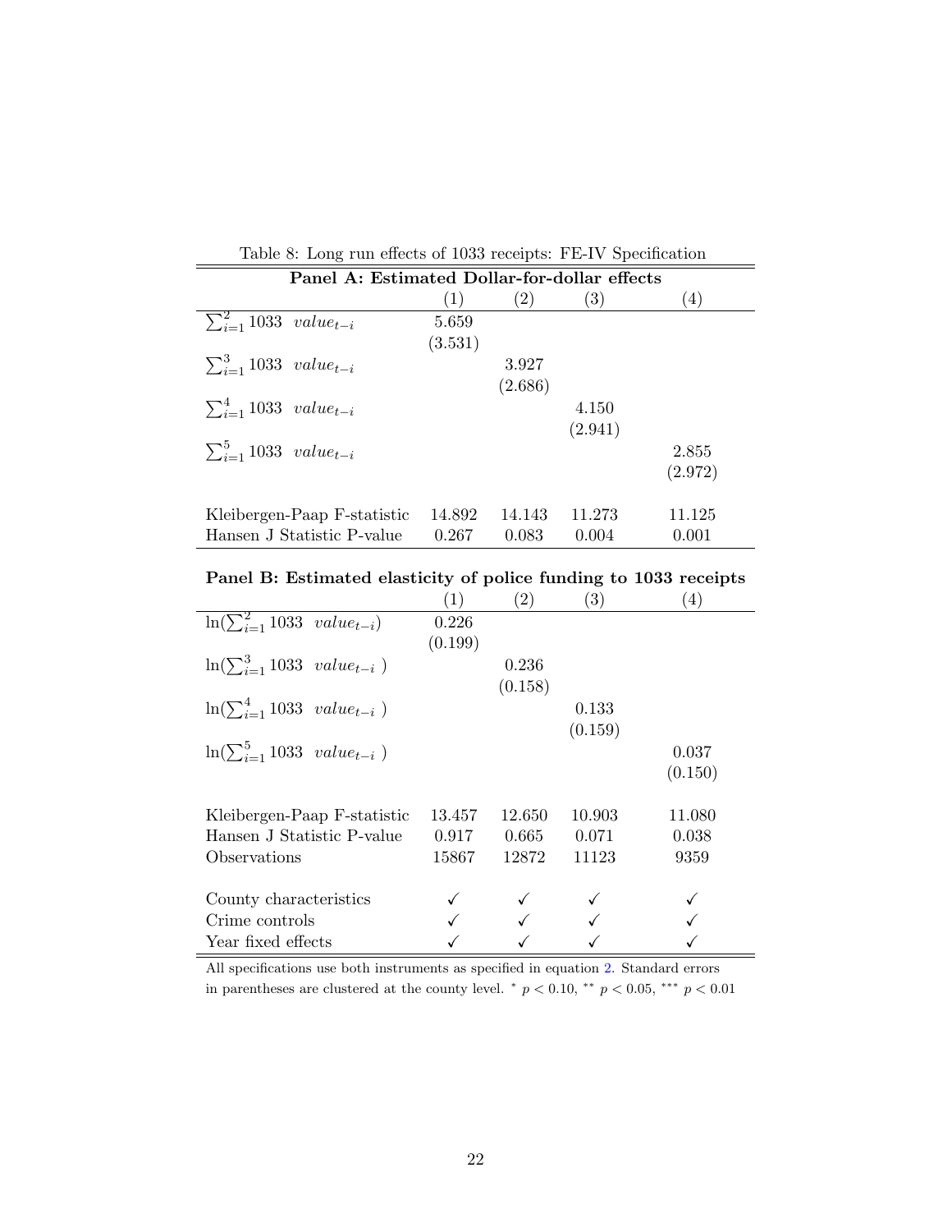Table 8: Long run effects of 1033 receipts: FE-IV Specification

| **Panel A: Estimated Dollar-for-dollar effects** | | | | |
|---|---|---|---|---|
| | (1) | (2) | (3) | (4) |
| $\sum_{i=1}^{2} 1033 \quad value_{t-i}$ | 5.659 | | | |
| | (3.531) | | | |
| $\sum_{i=1}^{3} 1033 \quad value_{t-i}$ | | 3.927 | | |
| | | (2.686) | | |
| $\sum_{i=1}^{4} 1033 \quad value_{t-i}$ | | | 4.150 | |
| | | | (2.941) | |
| $\sum_{i=1}^{5} 1033 \quad value_{t-i}$ | | | | 2.855 |
| | | | | (2.972) |
| Kleibergen-Paap F-statistic | 14.892 | 14.143 | 11.273 | 11.125 |
| Hansen J Statistic P-value | 0.267 | 0.083 | 0.004 | 0.001 |
| **Panel B: Estimated elasticity of police funding to 1033 receipts** | | | | |
| | (1) | (2) | (3) | (4) |
| $\ln(\sum_{i=1}^{2} 1033 \quad value_{t-i})$ | 0.226 | | | |
| | (0.199) | | | |
| $\ln(\sum_{i=1}^{3} 1033 \quad value_{t-i})$ | | 0.236 | | |
| | | (0.158) | | |
| $\ln(\sum_{i=1}^{4} 1033 \quad value_{t-i})$ | | | 0.133 | |
| | | | (0.159) | |
| $\ln(\sum_{i=1}^{5} 1033 \quad value_{t-i})$ | | | | 0.037 |
| | | | | (0.150) |
| Kleibergen-Paap F-statistic | 13.457 | 12.650 | 10.903 | 11.080 |
| Hansen J Statistic P-value | 0.917 | 0.665 | 0.071 | 0.038 |
| Observations | 15867 | 12872 | 11123 | 9359 |
| County characteristics | ✓ | ✓ | ✓ | ✓ |
| Crime controls | ✓ | ✓ | ✓ | ✓ |
| Year fixed effects | ✓ | ✓ | ✓ | ✓ |

All specifications use both instruments as specified in equation 2. Standard errors in parentheses are clustered at the county level. $^{*}$ $p < 0.10$, $^{**}$ $p < 0.05$, $^{***}$ $p < 0.01$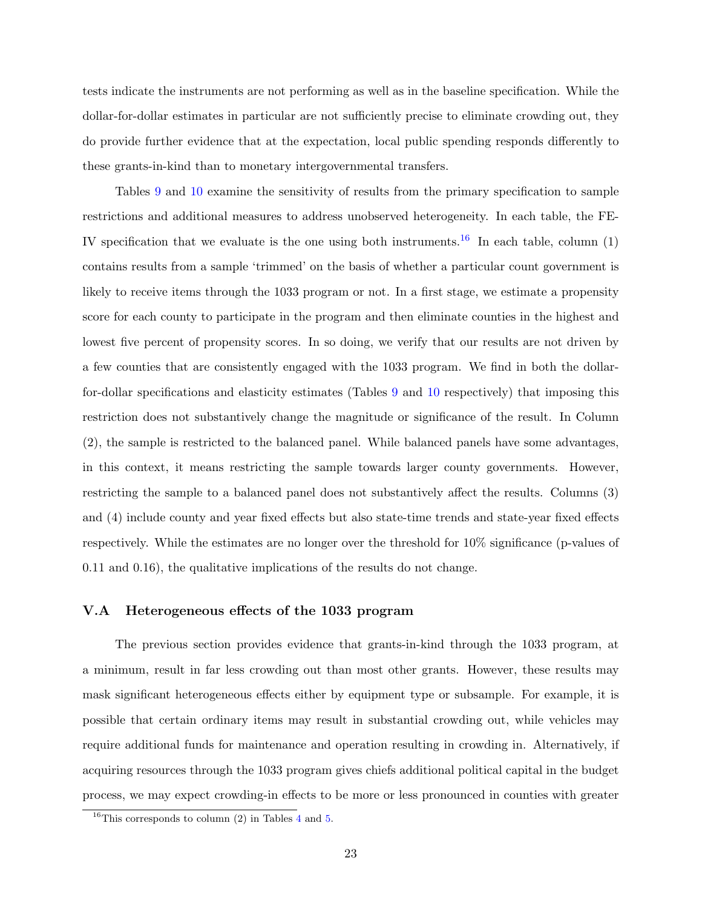tests indicate the instruments are not performing as well as in the baseline specification. While the dollar-for-dollar estimates in particular are not sufficiently precise to eliminate crowding out, they do provide further evidence that at the expectation, local public spending responds differently to these grants-in-kind than to monetary intergovernmental transfers.

Tables 9 and 10 examine the sensitivity of results from the primary specification to sample restrictions and additional measures to address unobserved heterogeneity. In each table, the FE-IV specification that we evaluate is the one using both instruments.[16] In each table, column (1) contains results from a sample 'trimmed' on the basis of whether a particular count government is likely to receive items through the 1033 program or not. In a first stage, we estimate a propensity score for each county to participate in the program and then eliminate counties in the highest and lowest five percent of propensity scores. In so doing, we verify that our results are not driven by a few counties that are consistently engaged with the 1033 program. We find in both the dollar-for-dollar specifications and elasticity estimates (Tables 9 and 10 respectively) that imposing this restriction does not substantively change the magnitude or significance of the result. In Column (2), the sample is restricted to the balanced panel. While balanced panels have some advantages, in this context, it means restricting the sample towards larger county governments. However, restricting the sample to a balanced panel does not substantively affect the results. Columns (3) and (4) include county and year fixed effects but also state-time trends and state-year fixed effects respectively. While the estimates are no longer over the threshold for 10% significance (p-values of 0.11 and 0.16), the qualitative implications of the results do not change.

## V.A Heterogeneous effects of the 1033 program

The previous section provides evidence that grants-in-kind through the 1033 program, at a minimum, result in far less crowding out than most other grants. However, these results may mask significant heterogeneous effects either by equipment type or subsample. For example, it is possible that certain ordinary items may result in substantial crowding out, while vehicles may require additional funds for maintenance and operation resulting in crowding in. Alternatively, if acquiring resources through the 1033 program gives chiefs additional political capital in the budget process, we may expect crowding-in effects to be more or less pronounced in counties with greater

[16] This corresponds to column (2) in Tables 4 and 5.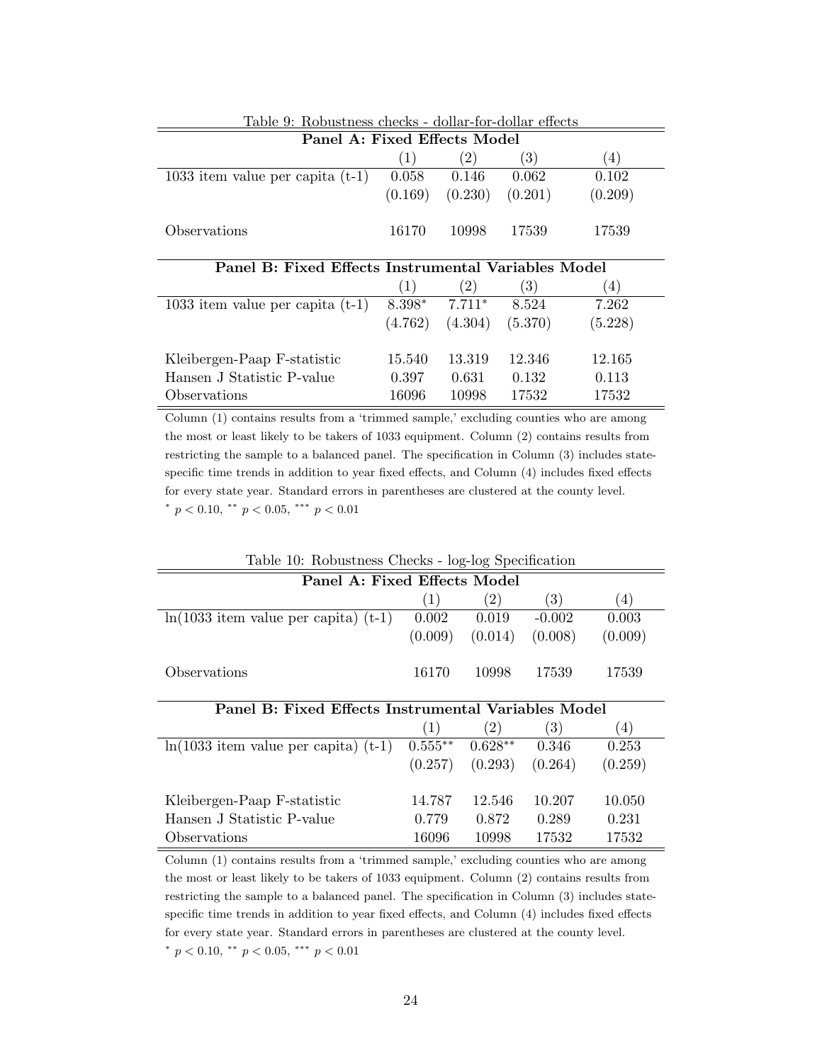Table 9: Robustness checks - dollar-for-dollar effects

| **Panel A: Fixed Effects Model** | | | | |
|---|---|---|---|---|
| | (1) | (2) | (3) | (4) |
| 1033 item value per capita (t-1) | 0.058 | 0.146 | 0.062 | 0.102 |
| | (0.169) | (0.230) | (0.201) | (0.209) |
| Observations | 16170 | 10998 | 17539 | 17539 |

| **Panel B: Fixed Effects Instrumental Variables Model** | | | | |
|---|---|---|---|---|
| | (1) | (2) | (3) | (4) |
| 1033 item value per capita (t-1) | 8.398$^{*}$ | 7.711$^{*}$ | 8.524 | 7.262 |
| | (4.762) | (4.304) | (5.370) | (5.228) |
| Kleibergen-Paap F-statistic | 15.540 | 13.319 | 12.346 | 12.165 |
| Hansen J Statistic P-value | 0.397 | 0.631 | 0.132 | 0.113 |
| Observations | 16096 | 10998 | 17532 | 17532 |

Column (1) contains results from a 'trimmed sample,' excluding counties who are among the most or least likely to be takers of 1033 equipment. Column (2) contains results from restricting the sample to a balanced panel. The specification in Column (3) includes state-specific time trends in addition to year fixed effects, and Column (4) includes fixed effects for every state year. Standard errors in parentheses are clustered at the county level.
$^{*}$ $p < 0.10$, $^{**}$ $p < 0.05$, $^{***}$ $p < 0.01$

Table 10: Robustness Checks - log-log Specification

| **Panel A: Fixed Effects Model** | | | | |
|---|---|---|---|---|
| | (1) | (2) | (3) | (4) |
| ln(1033 item value per capita) (t-1) | 0.002 | 0.019 | -0.002 | 0.003 |
| | (0.009) | (0.014) | (0.008) | (0.009) |
| Observations | 16170 | 10998 | 17539 | 17539 |

| **Panel B: Fixed Effects Instrumental Variables Model** | | | | |
|---|---|---|---|---|
| | (1) | (2) | (3) | (4) |
| ln(1033 item value per capita) (t-1) | 0.555$^{**}$ | 0.628$^{**}$ | 0.346 | 0.253 |
| | (0.257) | (0.293) | (0.264) | (0.259) |
| Kleibergen-Paap F-statistic | 14.787 | 12.546 | 10.207 | 10.050 |
| Hansen J Statistic P-value | 0.779 | 0.872 | 0.289 | 0.231 |
| Observations | 16096 | 10998 | 17532 | 17532 |

Column (1) contains results from a 'trimmed sample,' excluding counties who are among the most or least likely to be takers of 1033 equipment. Column (2) contains results from restricting the sample to a balanced panel. The specification in Column (3) includes state-specific time trends in addition to year fixed effects, and Column (4) includes fixed effects for every state year. Standard errors in parentheses are clustered at the county level.
$^{*}$ $p < 0.10$, $^{**}$ $p < 0.05$, $^{***}$ $p < 0.01$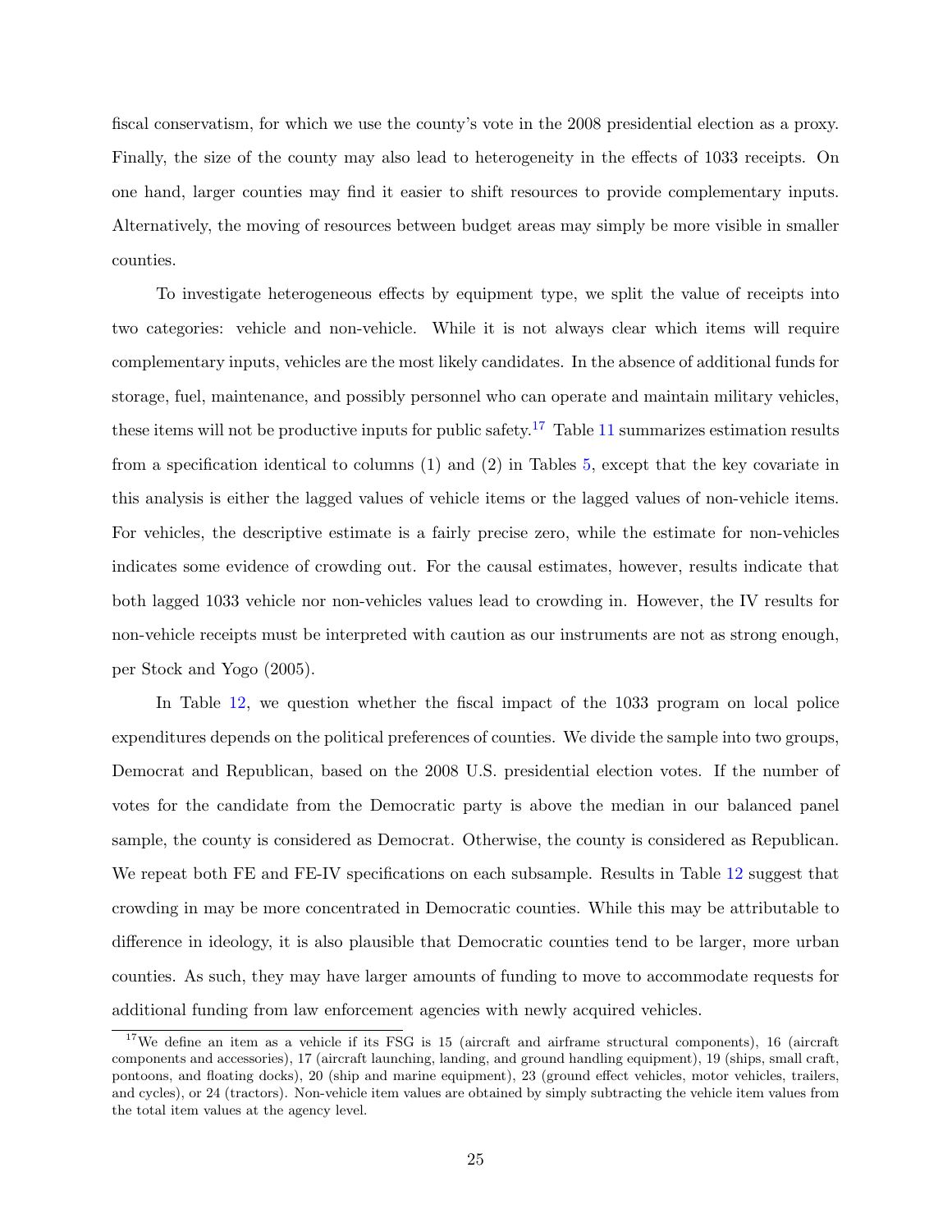fiscal conservatism, for which we use the county's vote in the 2008 presidential election as a proxy. Finally, the size of the county may also lead to heterogeneity in the effects of 1033 receipts. On one hand, larger counties may find it easier to shift resources to provide complementary inputs. Alternatively, the moving of resources between budget areas may simply be more visible in smaller counties.

To investigate heterogeneous effects by equipment type, we split the value of receipts into two categories: vehicle and non-vehicle. While it is not always clear which items will require complementary inputs, vehicles are the most likely candidates. In the absence of additional funds for storage, fuel, maintenance, and possibly personnel who can operate and maintain military vehicles, these items will not be productive inputs for public safety.[17] Table 11 summarizes estimation results from a specification identical to columns (1) and (2) in Tables 5, except that the key covariate in this analysis is either the lagged values of vehicle items or the lagged values of non-vehicle items. For vehicles, the descriptive estimate is a fairly precise zero, while the estimate for non-vehicles indicates some evidence of crowding out. For the causal estimates, however, results indicate that both lagged 1033 vehicle nor non-vehicles values lead to crowding in. However, the IV results for non-vehicle receipts must be interpreted with caution as our instruments are not as strong enough, per Stock and Yogo (2005).

In Table 12, we question whether the fiscal impact of the 1033 program on local police expenditures depends on the political preferences of counties. We divide the sample into two groups, Democrat and Republican, based on the 2008 U.S. presidential election votes. If the number of votes for the candidate from the Democratic party is above the median in our balanced panel sample, the county is considered as Democrat. Otherwise, the county is considered as Republican. We repeat both FE and FE-IV specifications on each subsample. Results in Table 12 suggest that crowding in may be more concentrated in Democratic counties. While this may be attributable to difference in ideology, it is also plausible that Democratic counties tend to be larger, more urban counties. As such, they may have larger amounts of funding to move to accommodate requests for additional funding from law enforcement agencies with newly acquired vehicles.

[17] We define an item as a vehicle if its FSG is 15 (aircraft and airframe structural components), 16 (aircraft components and accessories), 17 (aircraft launching, landing, and ground handling equipment), 19 (ships, small craft, pontoons, and floating docks), 20 (ship and marine equipment), 23 (ground effect vehicles, motor vehicles, trailers, and cycles), or 24 (tractors). Non-vehicle item values are obtained by simply subtracting the vehicle item values from the total item values at the agency level.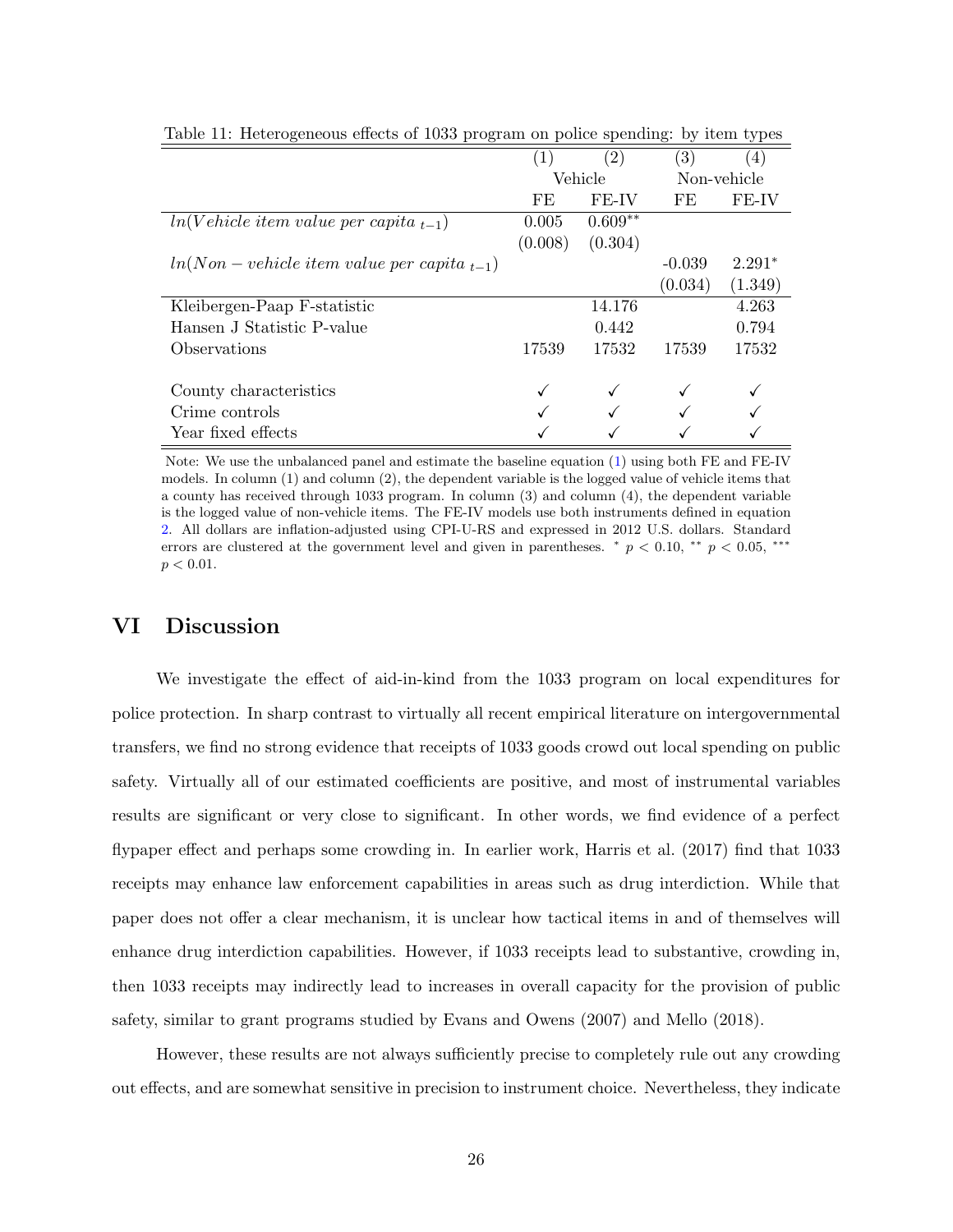Table 11: Heterogeneous effects of 1033 program on police spending: by item types

| | (1) | (2) | (3) | (4) |
|---|---|---|---|---|
| | Vehicle | | Non-vehicle | |
| | FE | FE-IV | FE | FE-IV |
| $ln(Vehicle\ item\ value\ per\ capita\ _{t-1})$ | 0.005 | $0.609^{**}$ | | |
| | (0.008) | (0.304) | | |
| $ln(Non-vehicle\ item\ value\ per\ capita\ _{t-1})$ | | | -0.039 | $2.291^{*}$ |
| | | | (0.034) | (1.349) |
| Kleibergen-Paap F-statistic | | 14.176 | | 4.263 |
| Hansen J Statistic P-value | | 0.442 | | 0.794 |
| Observations | 17539 | 17532 | 17539 | 17532 |
| County characteristics | ✓ | ✓ | ✓ | ✓ |
| Crime controls | ✓ | ✓ | ✓ | ✓ |
| Year fixed effects | ✓ | ✓ | ✓ | ✓ |

Note: We use the unbalanced panel and estimate the baseline equation (1) using both FE and FE-IV models. In column (1) and column (2), the dependent variable is the logged value of vehicle items that a county has received through 1033 program. In column (3) and column (4), the dependent variable is the logged value of non-vehicle items. The FE-IV models use both instruments defined in equation 2. All dollars are inflation-adjusted using CPI-U-RS and expressed in 2012 U.S. dollars. Standard errors are clustered at the government level and given in parentheses. $^{*}$ $p < 0.10$, $^{**}$ $p < 0.05$, $^{***}$ $p < 0.01$.

# VI Discussion

We investigate the effect of aid-in-kind from the 1033 program on local expenditures for police protection. In sharp contrast to virtually all recent empirical literature on intergovernmental transfers, we find no strong evidence that receipts of 1033 goods crowd out local spending on public safety. Virtually all of our estimated coefficients are positive, and most of instrumental variables results are significant or very close to significant. In other words, we find evidence of a perfect flypaper effect and perhaps some crowding in. In earlier work, Harris et al. (2017) find that 1033 receipts may enhance law enforcement capabilities in areas such as drug interdiction. While that paper does not offer a clear mechanism, it is unclear how tactical items in and of themselves will enhance drug interdiction capabilities. However, if 1033 receipts lead to substantive, crowding in, then 1033 receipts may indirectly lead to increases in overall capacity for the provision of public safety, similar to grant programs studied by Evans and Owens (2007) and Mello (2018).

However, these results are not always sufficiently precise to completely rule out any crowding out effects, and are somewhat sensitive in precision to instrument choice. Nevertheless, they indicate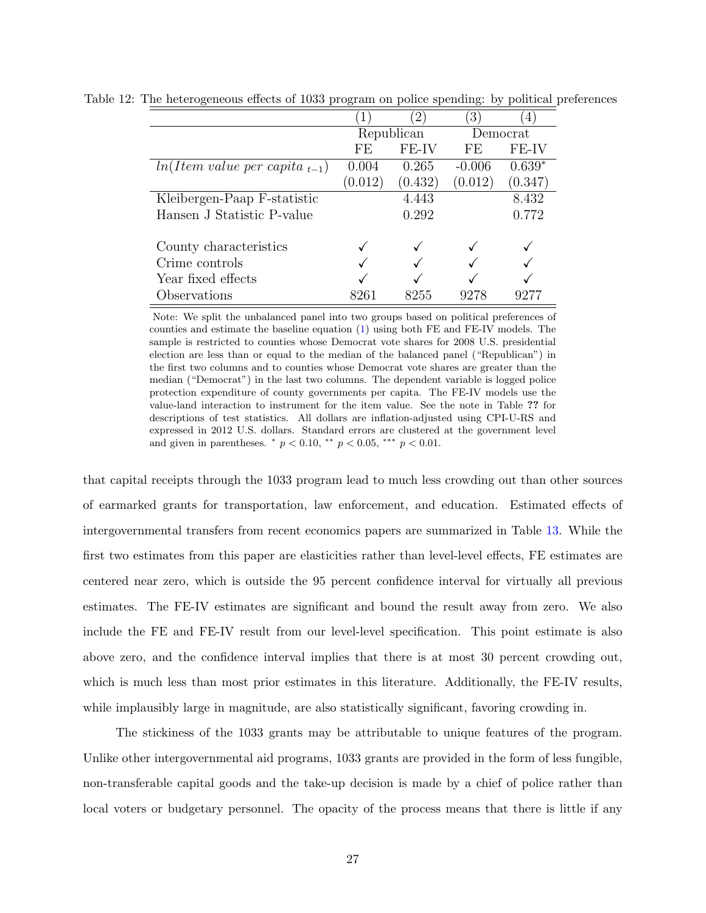Table 12: The heterogeneous effects of 1033 program on police spending: by political preferences

| | (1) | (2) | (3) | (4) |
|---|---|---|---|---|
| | Republican | | Democrat | |
| | FE | FE-IV | FE | FE-IV |
| $ln(Item\ value\ per\ capita_{\ t-1})$ | 0.004 | 0.265 | -0.006 | $0.639^{*}$ |
| | (0.012) | (0.432) | (0.012) | (0.347) |
| Kleibergen-Paap F-statistic | | 4.443 | | 8.432 |
| Hansen J Statistic P-value | | 0.292 | | 0.772 |
| County characteristics | ✓ | ✓ | ✓ | ✓ |
| Crime controls | ✓ | ✓ | ✓ | ✓ |
| Year fixed effects | ✓ | ✓ | ✓ | ✓ |
| Observations | 8261 | 8255 | 9278 | 9277 |

Note: We split the unbalanced panel into two groups based on political preferences of counties and estimate the baseline equation (1) using both FE and FE-IV models. The sample is restricted to counties whose Democrat vote shares for 2008 U.S. presidential election are less than or equal to the median of the balanced panel ("Republican") in the first two columns and to counties whose Democrat vote shares are greater than the median ("Democrat") in the last two columns. The dependent variable is logged police protection expenditure of county governments per capita. The FE-IV models use the value-land interaction to instrument for the item value. See the note in Table ?? for descriptions of test statistics. All dollars are inflation-adjusted using CPI-U-RS and expressed in 2012 U.S. dollars. Standard errors are clustered at the government level and given in parentheses. $^{*}$ $p < 0.10$, $^{**}$ $p < 0.05$, $^{***}$ $p < 0.01$.

that capital receipts through the 1033 program lead to much less crowding out than other sources of earmarked grants for transportation, law enforcement, and education. Estimated effects of intergovernmental transfers from recent economics papers are summarized in Table 13. While the first two estimates from this paper are elasticities rather than level-level effects, FE estimates are centered near zero, which is outside the 95 percent confidence interval for virtually all previous estimates. The FE-IV estimates are significant and bound the result away from zero. We also include the FE and FE-IV result from our level-level specification. This point estimate is also above zero, and the confidence interval implies that there is at most 30 percent crowding out, which is much less than most prior estimates in this literature. Additionally, the FE-IV results, while implausibly large in magnitude, are also statistically significant, favoring crowding in.

The stickiness of the 1033 grants may be attributable to unique features of the program. Unlike other intergovernmental aid programs, 1033 grants are provided in the form of less fungible, non-transferable capital goods and the take-up decision is made by a chief of police rather than local voters or budgetary personnel. The opacity of the process means that there is little if any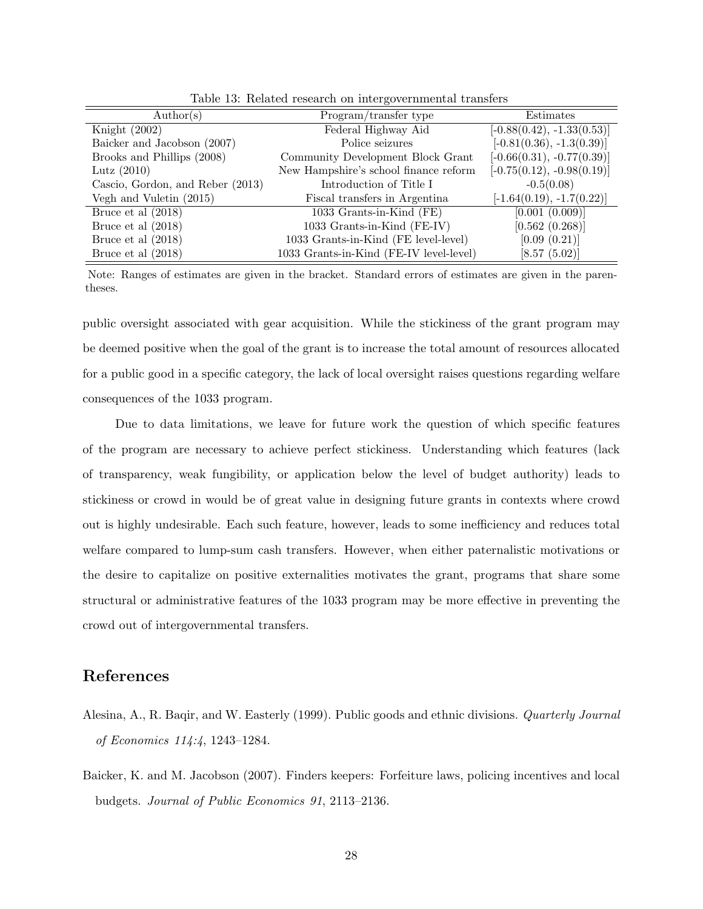Table 13: Related research on intergovernmental transfers

| Author(s) | Program/transfer type | Estimates |
|---|---|---|
| Knight (2002) | Federal Highway Aid | [-0.88(0.42), -1.33(0.53)] |
| Baicker and Jacobson (2007) | Police seizures | [-0.81(0.36), -1.3(0.39)] |
| Brooks and Phillips (2008) | Community Development Block Grant | [-0.66(0.31), -0.77(0.39)] |
| Lutz (2010) | New Hampshire's school finance reform | [-0.75(0.12), -0.98(0.19)] |
| Cascio, Gordon, and Reber (2013) | Introduction of Title I | -0.5(0.08) |
| Vegh and Vuletin (2015) | Fiscal transfers in Argentina | [-1.64(0.19), -1.7(0.22)] |
| Bruce et al (2018) | 1033 Grants-in-Kind (FE) | [0.001 (0.009)] |
| Bruce et al (2018) | 1033 Grants-in-Kind (FE-IV) | [0.562 (0.268)] |
| Bruce et al (2018) | 1033 Grants-in-Kind (FE level-level) | [0.09 (0.21)] |
| Bruce et al (2018) | 1033 Grants-in-Kind (FE-IV level-level) | [8.57 (5.02)] |

Note: Ranges of estimates are given in the bracket. Standard errors of estimates are given in the parentheses.

public oversight associated with gear acquisition. While the stickiness of the grant program may be deemed positive when the goal of the grant is to increase the total amount of resources allocated for a public good in a specific category, the lack of local oversight raises questions regarding welfare consequences of the 1033 program.

Due to data limitations, we leave for future work the question of which specific features of the program are necessary to achieve perfect stickiness. Understanding which features (lack of transparency, weak fungibility, or application below the level of budget authority) leads to stickiness or crowd in would be of great value in designing future grants in contexts where crowd out is highly undesirable. Each such feature, however, leads to some inefficiency and reduces total welfare compared to lump-sum cash transfers. However, when either paternalistic motivations or the desire to capitalize on positive externalities motivates the grant, programs that share some structural or administrative features of the 1033 program may be more effective in preventing the crowd out of intergovernmental transfers.

# References

Alesina, A., R. Baqir, and W. Easterly (1999). Public goods and ethnic divisions. *Quarterly Journal of Economics 114:4*, 1243–1284.

Baicker, K. and M. Jacobson (2007). Finders keepers: Forfeiture laws, policing incentives and local budgets. *Journal of Public Economics 91*, 2113–2136.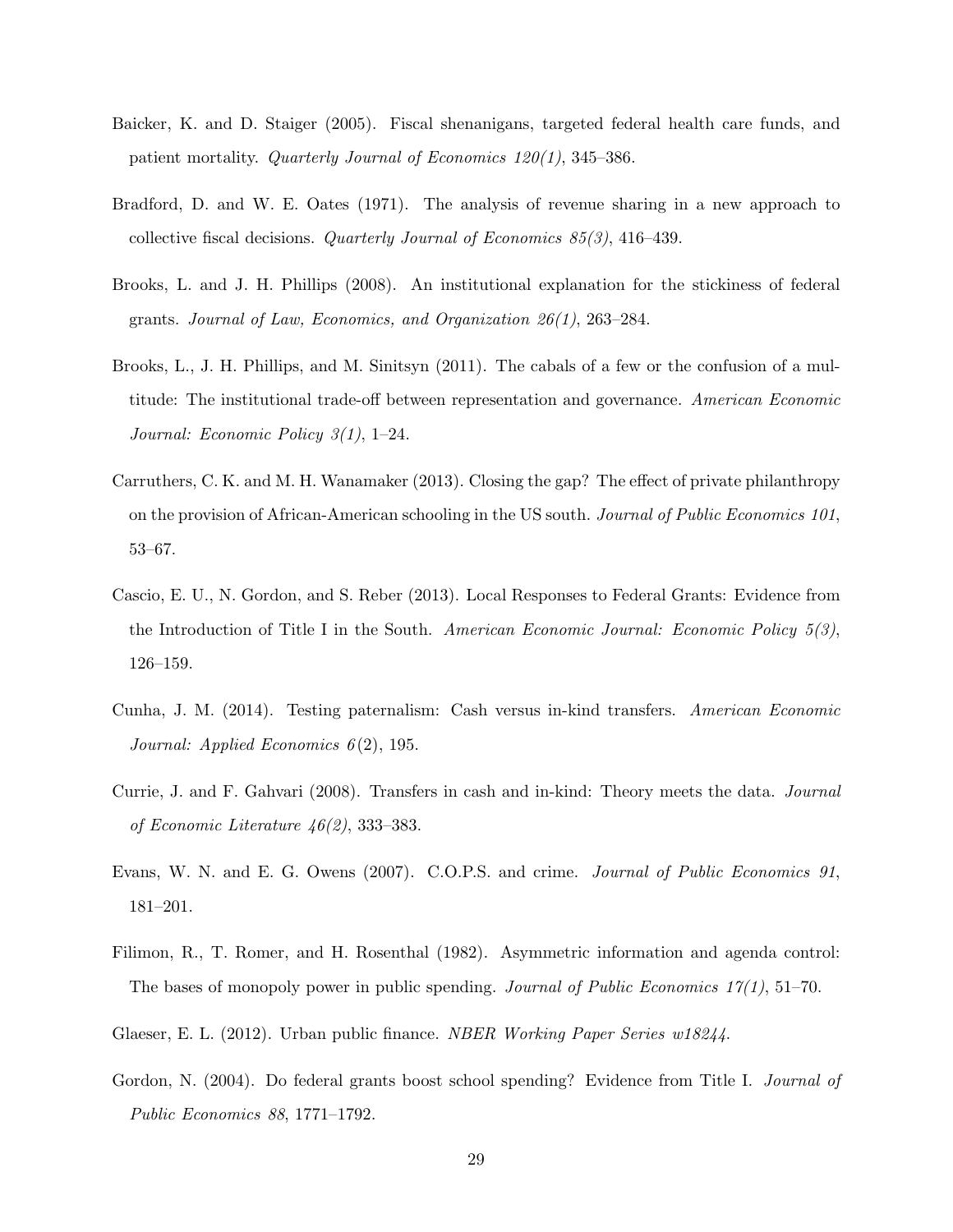Baicker, K. and D. Staiger (2005). Fiscal shenanigans, targeted federal health care funds, and patient mortality. *Quarterly Journal of Economics 120(1)*, 345–386.

Bradford, D. and W. E. Oates (1971). The analysis of revenue sharing in a new approach to collective fiscal decisions. *Quarterly Journal of Economics 85(3)*, 416–439.

Brooks, L. and J. H. Phillips (2008). An institutional explanation for the stickiness of federal grants. *Journal of Law, Economics, and Organization 26(1)*, 263–284.

Brooks, L., J. H. Phillips, and M. Sinitsyn (2011). The cabals of a few or the confusion of a multitude: The institutional trade-off between representation and governance. *American Economic Journal: Economic Policy 3(1)*, 1–24.

Carruthers, C. K. and M. H. Wanamaker (2013). Closing the gap? The effect of private philanthropy on the provision of African-American schooling in the US south. *Journal of Public Economics 101*, 53–67.

Cascio, E. U., N. Gordon, and S. Reber (2013). Local Responses to Federal Grants: Evidence from the Introduction of Title I in the South. *American Economic Journal: Economic Policy 5(3)*, 126–159.

Cunha, J. M. (2014). Testing paternalism: Cash versus in-kind transfers. *American Economic Journal: Applied Economics 6*(2), 195.

Currie, J. and F. Gahvari (2008). Transfers in cash and in-kind: Theory meets the data. *Journal of Economic Literature 46(2)*, 333–383.

Evans, W. N. and E. G. Owens (2007). C.O.P.S. and crime. *Journal of Public Economics 91*, 181–201.

Filimon, R., T. Romer, and H. Rosenthal (1982). Asymmetric information and agenda control: The bases of monopoly power in public spending. *Journal of Public Economics 17(1)*, 51–70.

Glaeser, E. L. (2012). Urban public finance. *NBER Working Paper Series w18244*.

Gordon, N. (2004). Do federal grants boost school spending? Evidence from Title I. *Journal of Public Economics 88*, 1771–1792.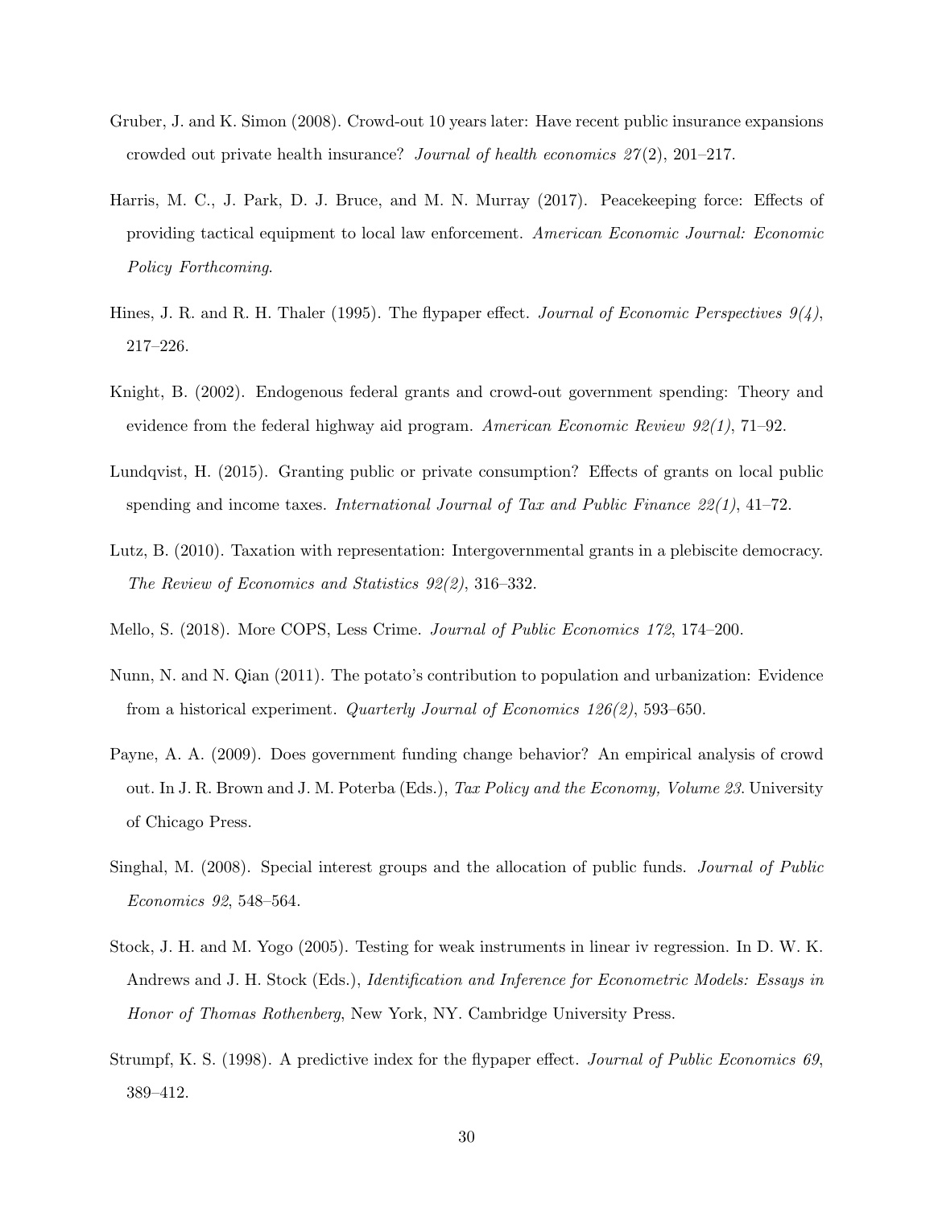Gruber, J. and K. Simon (2008). Crowd-out 10 years later: Have recent public insurance expansions crowded out private health insurance? *Journal of health economics 27*(2), 201–217.

Harris, M. C., J. Park, D. J. Bruce, and M. N. Murray (2017). Peacekeeping force: Effects of providing tactical equipment to local law enforcement. *American Economic Journal: Economic Policy Forthcoming*.

Hines, J. R. and R. H. Thaler (1995). The flypaper effect. *Journal of Economic Perspectives 9(4)*, 217–226.

Knight, B. (2002). Endogenous federal grants and crowd-out government spending: Theory and evidence from the federal highway aid program. *American Economic Review 92(1)*, 71–92.

Lundqvist, H. (2015). Granting public or private consumption? Effects of grants on local public spending and income taxes. *International Journal of Tax and Public Finance 22(1)*, 41–72.

Lutz, B. (2010). Taxation with representation: Intergovernmental grants in a plebiscite democracy. *The Review of Economics and Statistics 92(2)*, 316–332.

Mello, S. (2018). More COPS, Less Crime. *Journal of Public Economics 172*, 174–200.

Nunn, N. and N. Qian (2011). The potato's contribution to population and urbanization: Evidence from a historical experiment. *Quarterly Journal of Economics 126(2)*, 593–650.

Payne, A. A. (2009). Does government funding change behavior? An empirical analysis of crowd out. In J. R. Brown and J. M. Poterba (Eds.), *Tax Policy and the Economy, Volume 23*. University of Chicago Press.

Singhal, M. (2008). Special interest groups and the allocation of public funds. *Journal of Public Economics 92*, 548–564.

Stock, J. H. and M. Yogo (2005). Testing for weak instruments in linear iv regression. In D. W. K. Andrews and J. H. Stock (Eds.), *Identification and Inference for Econometric Models: Essays in Honor of Thomas Rothenberg*, New York, NY. Cambridge University Press.

Strumpf, K. S. (1998). A predictive index for the flypaper effect. *Journal of Public Economics 69*, 389–412.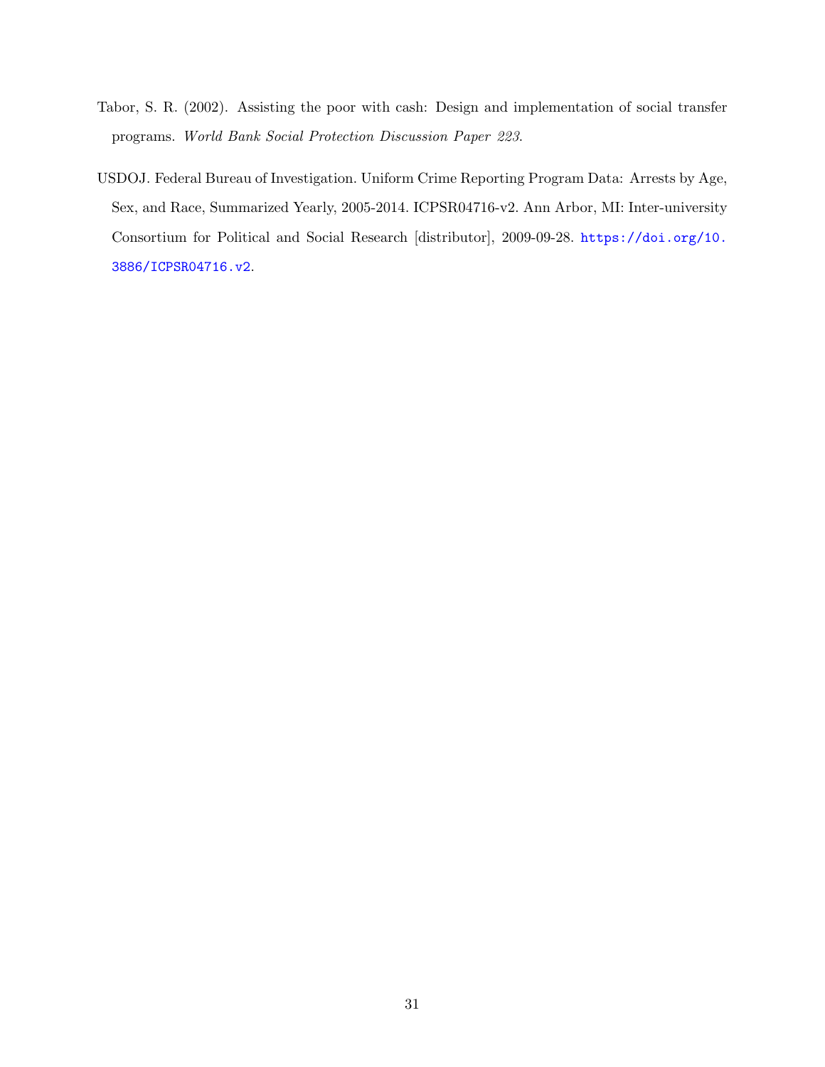Tabor, S. R. (2002). Assisting the poor with cash: Design and implementation of social transfer programs. *World Bank Social Protection Discussion Paper 223*.

USDOJ. Federal Bureau of Investigation. Uniform Crime Reporting Program Data: Arrests by Age, Sex, and Race, Summarized Yearly, 2005-2014. ICPSR04716-v2. Ann Arbor, MI: Inter-university Consortium for Political and Social Research [distributor], 2009-09-28. https://doi.org/10.3886/ICPSR04716.v2.